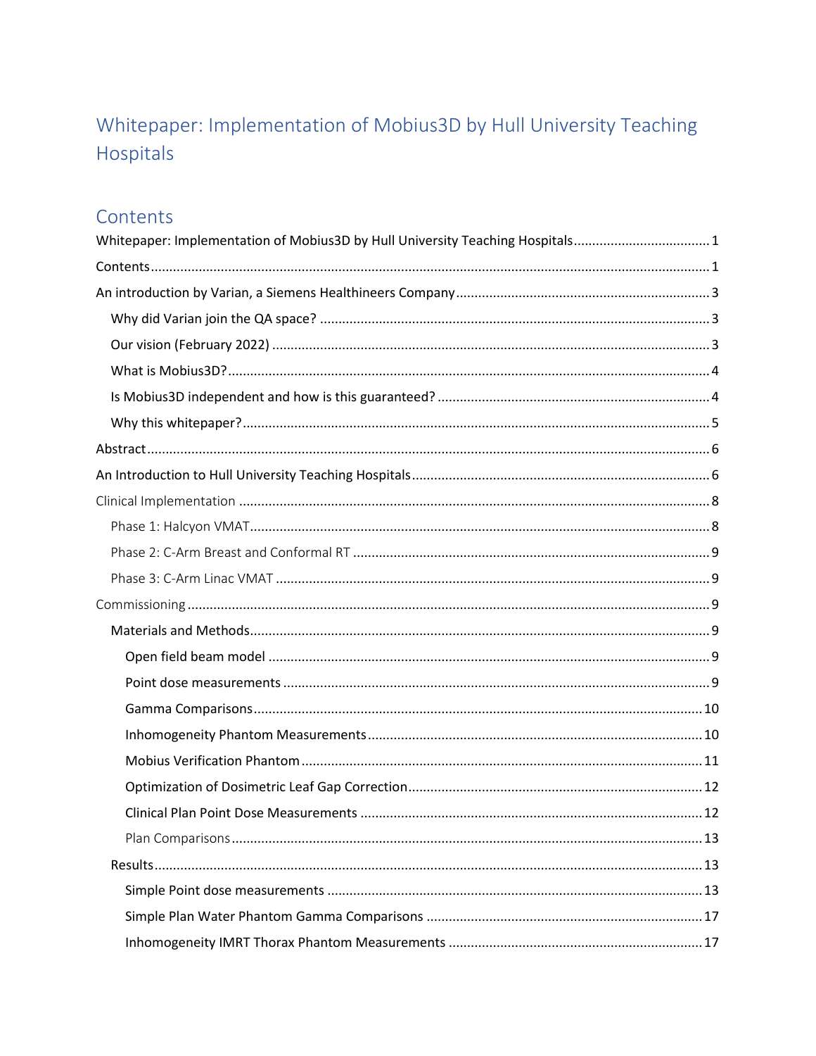# Whitepaper: Implementation of Mobius3D by Hull University Teaching Hospitals

## Contents

Whitepaper: Implementation of Mobius3D by Hull University Teaching Hospitals ..... 1

Contents ..... 1

An introduction by Varian, a Siemens Healthineers Company ..... 3

- Why did Varian join the QA space? ..... 3
- Our vision (February 2022) ..... 3
- What is Mobius3D? ..... 4
- Is Mobius3D independent and how is this guaranteed? ..... 4
- Why this whitepaper? ..... 5

Abstract ..... 6

An Introduction to Hull University Teaching Hospitals ..... 6

Clinical Implementation ..... 8

- Phase 1: Halcyon VMAT ..... 8
- Phase 2: C-Arm Breast and Conformal RT ..... 9
- Phase 3: C-Arm Linac VMAT ..... 9

Commissioning ..... 9

- Materials and Methods ..... 9
  - Open field beam model ..... 9
  - Point dose measurements ..... 9
  - Gamma Comparisons ..... 10
  - Inhomogeneity Phantom Measurements ..... 10
  - Mobius Verification Phantom ..... 11
  - Optimization of Dosimetric Leaf Gap Correction ..... 12
  - Clinical Plan Point Dose Measurements ..... 12
  - Plan Comparisons ..... 13
- Results ..... 13
  - Simple Point dose measurements ..... 13
  - Simple Plan Water Phantom Gamma Comparisons ..... 17
  - Inhomogeneity IMRT Thorax Phantom Measurements ..... 17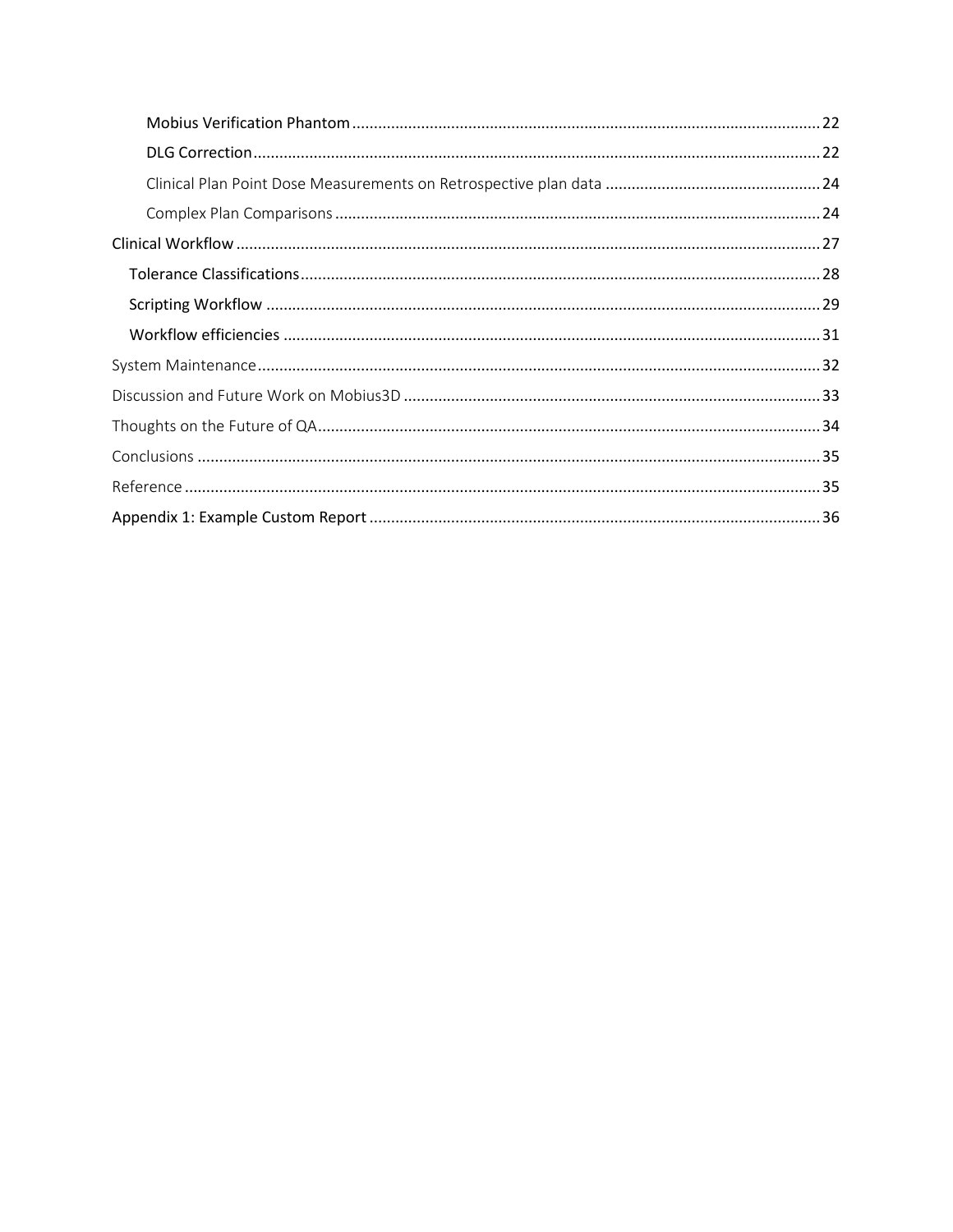Mobius Verification Phantom ........................................................................................................... 22

DLG Correction .................................................................................................................................. 22

Clinical Plan Point Dose Measurements on Retrospective plan data ................................................. 24

Complex Plan Comparisons ................................................................................................................ 24

Clinical Workflow ...................................................................................................................................... 27

Tolerance Classifications ....................................................................................................................... 28

Scripting Workflow ................................................................................................................................ 29

Workflow efficiencies ........................................................................................................................... 31

System Maintenance .................................................................................................................................. 32

Discussion and Future Work on Mobius3D ................................................................................................ 33

Thoughts on the Future of QA ................................................................................................................... 34

Conclusions ................................................................................................................................................ 35

Reference ................................................................................................................................................... 35

Appendix 1: Example Custom Report ........................................................................................................ 36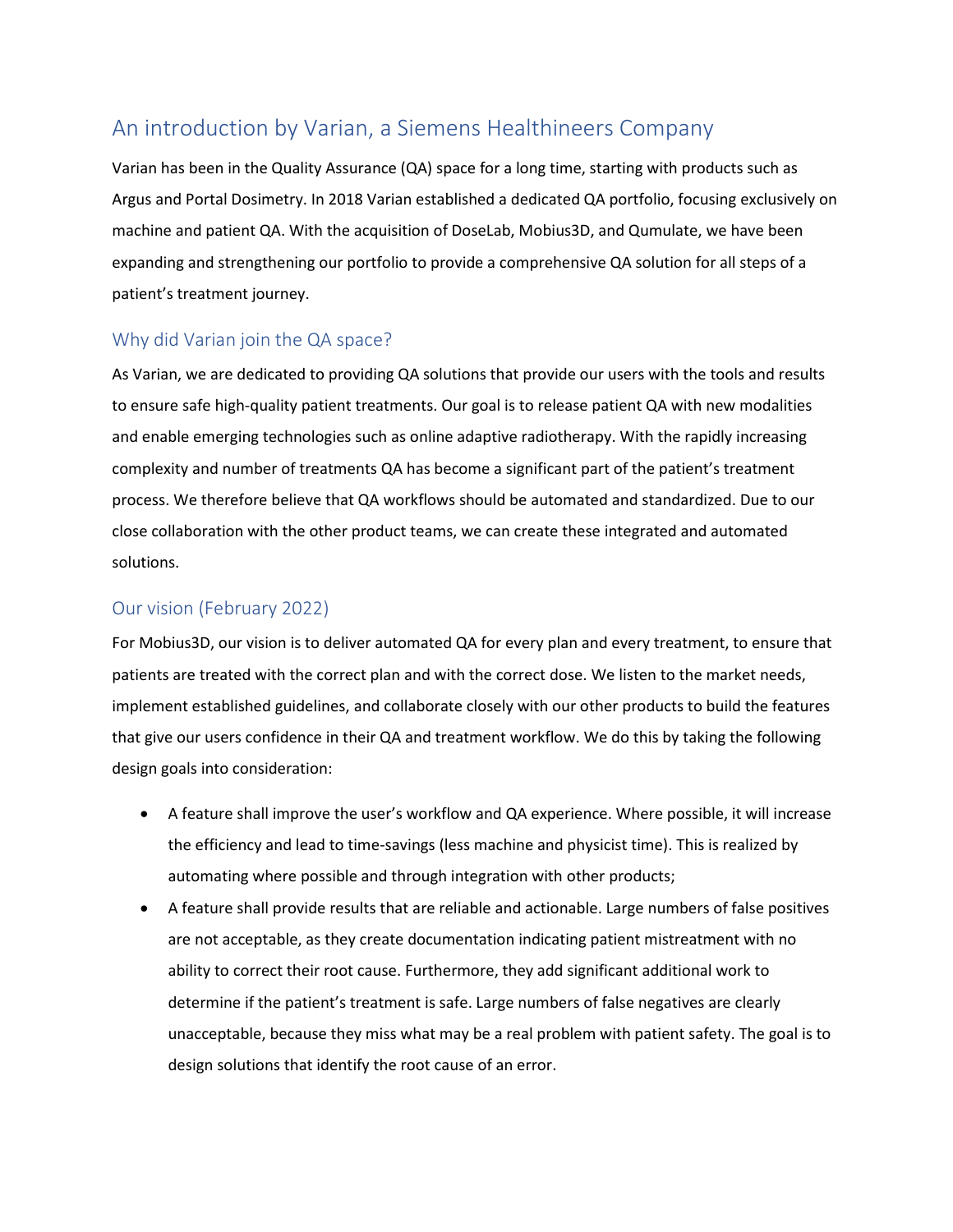# An introduction by Varian, a Siemens Healthineers Company

Varian has been in the Quality Assurance (QA) space for a long time, starting with products such as Argus and Portal Dosimetry. In 2018 Varian established a dedicated QA portfolio, focusing exclusively on machine and patient QA. With the acquisition of DoseLab, Mobius3D, and Qumulate, we have been expanding and strengthening our portfolio to provide a comprehensive QA solution for all steps of a patient's treatment journey.

## Why did Varian join the QA space?

As Varian, we are dedicated to providing QA solutions that provide our users with the tools and results to ensure safe high-quality patient treatments. Our goal is to release patient QA with new modalities and enable emerging technologies such as online adaptive radiotherapy. With the rapidly increasing complexity and number of treatments QA has become a significant part of the patient's treatment process. We therefore believe that QA workflows should be automated and standardized. Due to our close collaboration with the other product teams, we can create these integrated and automated solutions.

## Our vision (February 2022)

For Mobius3D, our vision is to deliver automated QA for every plan and every treatment, to ensure that patients are treated with the correct plan and with the correct dose. We listen to the market needs, implement established guidelines, and collaborate closely with our other products to build the features that give our users confidence in their QA and treatment workflow. We do this by taking the following design goals into consideration:

- A feature shall improve the user's workflow and QA experience. Where possible, it will increase the efficiency and lead to time-savings (less machine and physicist time). This is realized by automating where possible and through integration with other products;
- A feature shall provide results that are reliable and actionable. Large numbers of false positives are not acceptable, as they create documentation indicating patient mistreatment with no ability to correct their root cause. Furthermore, they add significant additional work to determine if the patient's treatment is safe. Large numbers of false negatives are clearly unacceptable, because they miss what may be a real problem with patient safety. The goal is to design solutions that identify the root cause of an error.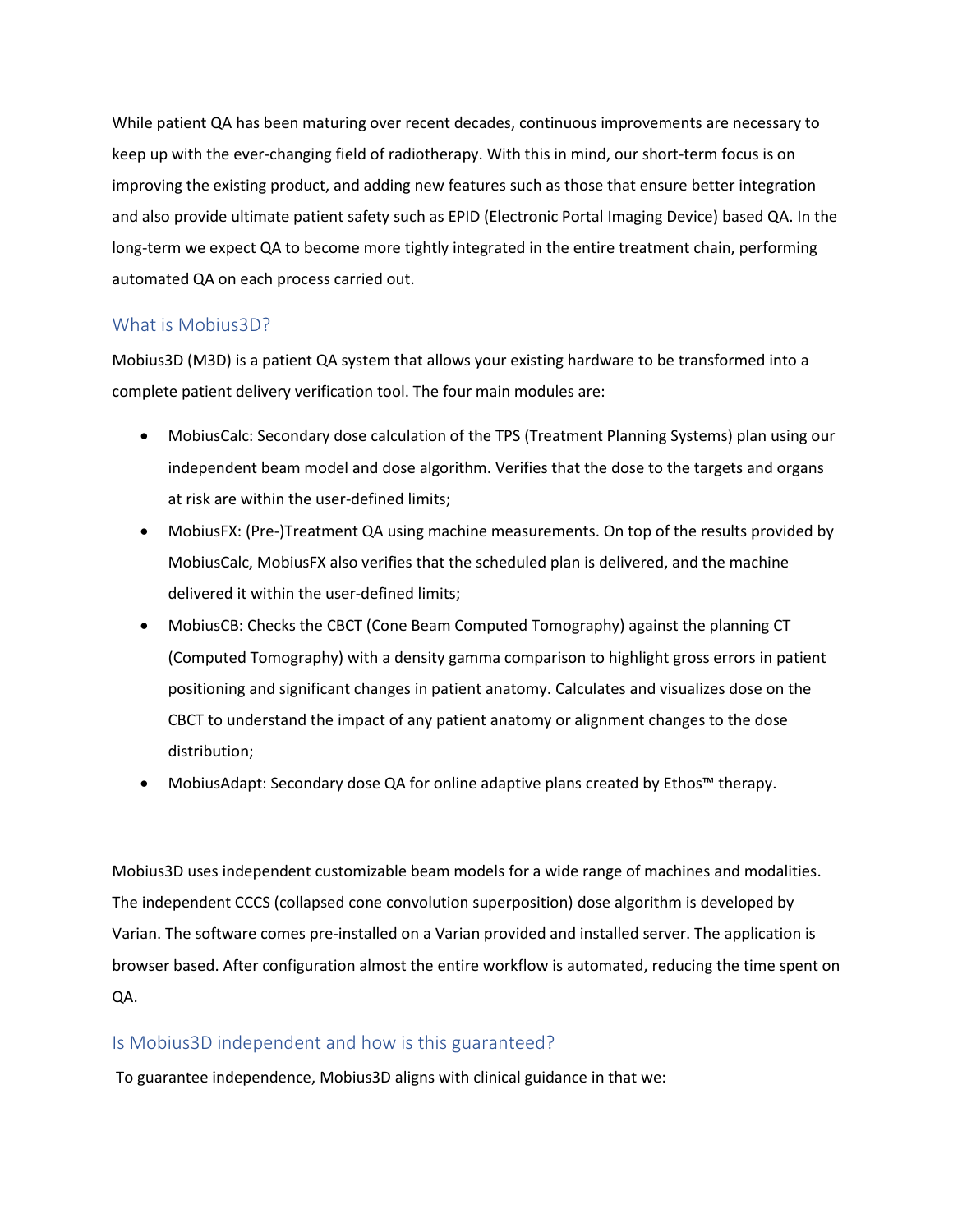While patient QA has been maturing over recent decades, continuous improvements are necessary to keep up with the ever-changing field of radiotherapy. With this in mind, our short-term focus is on improving the existing product, and adding new features such as those that ensure better integration and also provide ultimate patient safety such as EPID (Electronic Portal Imaging Device) based QA. In the long-term we expect QA to become more tightly integrated in the entire treatment chain, performing automated QA on each process carried out.

## What is Mobius3D?

Mobius3D (M3D) is a patient QA system that allows your existing hardware to be transformed into a complete patient delivery verification tool. The four main modules are:

- MobiusCalc: Secondary dose calculation of the TPS (Treatment Planning Systems) plan using our independent beam model and dose algorithm. Verifies that the dose to the targets and organs at risk are within the user-defined limits;
- MobiusFX: (Pre-)Treatment QA using machine measurements. On top of the results provided by MobiusCalc, MobiusFX also verifies that the scheduled plan is delivered, and the machine delivered it within the user-defined limits;
- MobiusCB: Checks the CBCT (Cone Beam Computed Tomography) against the planning CT (Computed Tomography) with a density gamma comparison to highlight gross errors in patient positioning and significant changes in patient anatomy. Calculates and visualizes dose on the CBCT to understand the impact of any patient anatomy or alignment changes to the dose distribution;
- MobiusAdapt: Secondary dose QA for online adaptive plans created by Ethos™ therapy.

Mobius3D uses independent customizable beam models for a wide range of machines and modalities. The independent CCCS (collapsed cone convolution superposition) dose algorithm is developed by Varian. The software comes pre-installed on a Varian provided and installed server. The application is browser based. After configuration almost the entire workflow is automated, reducing the time spent on QA.

## Is Mobius3D independent and how is this guaranteed?

To guarantee independence, Mobius3D aligns with clinical guidance in that we: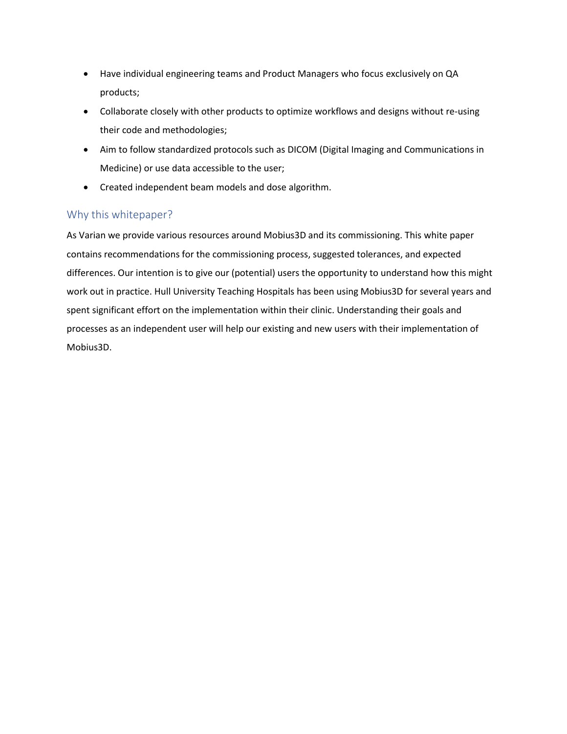- Have individual engineering teams and Product Managers who focus exclusively on QA products;
- Collaborate closely with other products to optimize workflows and designs without re-using their code and methodologies;
- Aim to follow standardized protocols such as DICOM (Digital Imaging and Communications in Medicine) or use data accessible to the user;
- Created independent beam models and dose algorithm.

## Why this whitepaper?

As Varian we provide various resources around Mobius3D and its commissioning. This white paper contains recommendations for the commissioning process, suggested tolerances, and expected differences. Our intention is to give our (potential) users the opportunity to understand how this might work out in practice. Hull University Teaching Hospitals has been using Mobius3D for several years and spent significant effort on the implementation within their clinic. Understanding their goals and processes as an independent user will help our existing and new users with their implementation of Mobius3D.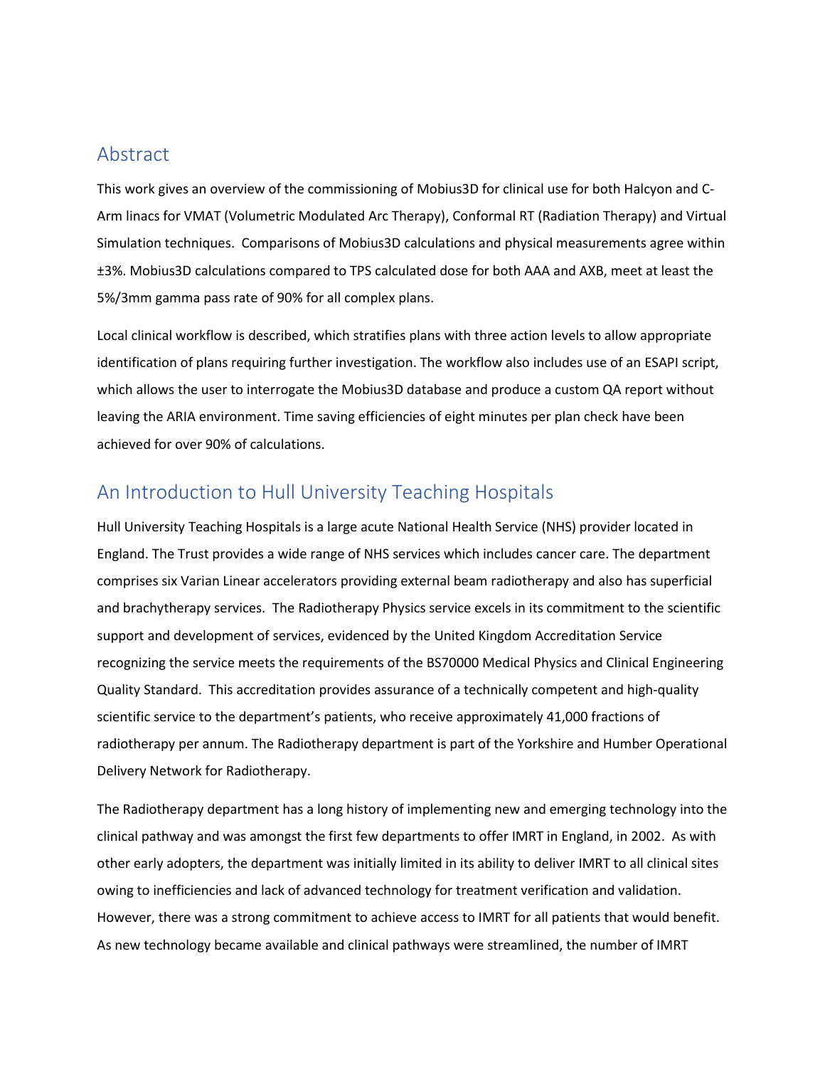## Abstract

This work gives an overview of the commissioning of Mobius3D for clinical use for both Halcyon and C-Arm linacs for VMAT (Volumetric Modulated Arc Therapy), Conformal RT (Radiation Therapy) and Virtual Simulation techniques. Comparisons of Mobius3D calculations and physical measurements agree within ±3%. Mobius3D calculations compared to TPS calculated dose for both AAA and AXB, meet at least the 5%/3mm gamma pass rate of 90% for all complex plans.

Local clinical workflow is described, which stratifies plans with three action levels to allow appropriate identification of plans requiring further investigation. The workflow also includes use of an ESAPI script, which allows the user to interrogate the Mobius3D database and produce a custom QA report without leaving the ARIA environment. Time saving efficiencies of eight minutes per plan check have been achieved for over 90% of calculations.

## An Introduction to Hull University Teaching Hospitals

Hull University Teaching Hospitals is a large acute National Health Service (NHS) provider located in England. The Trust provides a wide range of NHS services which includes cancer care. The department comprises six Varian Linear accelerators providing external beam radiotherapy and also has superficial and brachytherapy services. The Radiotherapy Physics service excels in its commitment to the scientific support and development of services, evidenced by the United Kingdom Accreditation Service recognizing the service meets the requirements of the BS70000 Medical Physics and Clinical Engineering Quality Standard. This accreditation provides assurance of a technically competent and high-quality scientific service to the department's patients, who receive approximately 41,000 fractions of radiotherapy per annum. The Radiotherapy department is part of the Yorkshire and Humber Operational Delivery Network for Radiotherapy.

The Radiotherapy department has a long history of implementing new and emerging technology into the clinical pathway and was amongst the first few departments to offer IMRT in England, in 2002. As with other early adopters, the department was initially limited in its ability to deliver IMRT to all clinical sites owing to inefficiencies and lack of advanced technology for treatment verification and validation. However, there was a strong commitment to achieve access to IMRT for all patients that would benefit. As new technology became available and clinical pathways were streamlined, the number of IMRT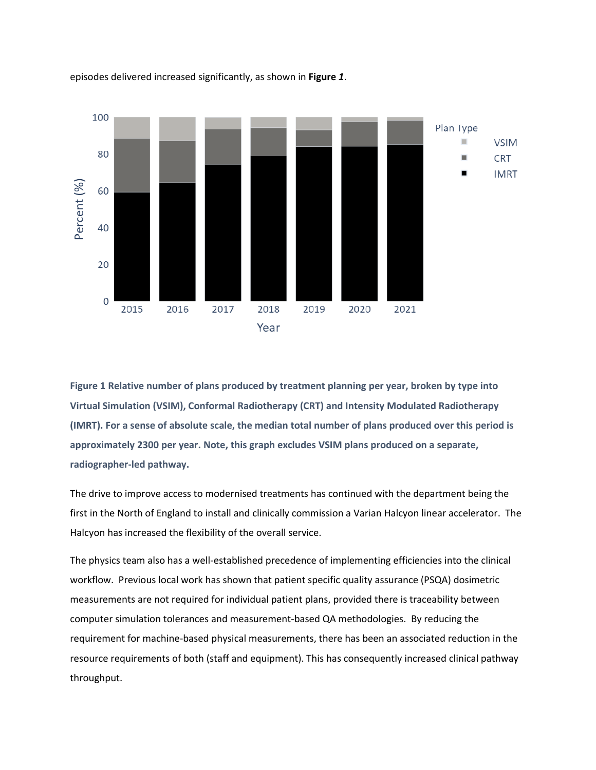episodes delivered increased significantly, as shown in **Figure 1**.

**Figure 1 Relative number of plans produced by treatment planning per year, broken by type into Virtual Simulation (VSIM), Conformal Radiotherapy (CRT) and Intensity Modulated Radiotherapy (IMRT). For a sense of absolute scale, the median total number of plans produced over this period is approximately 2300 per year. Note, this graph excludes VSIM plans produced on a separate, radiographer-led pathway.**

The drive to improve access to modernised treatments has continued with the department being the first in the North of England to install and clinically commission a Varian Halcyon linear accelerator. The Halcyon has increased the flexibility of the overall service.

The physics team also has a well-established precedence of implementing efficiencies into the clinical workflow. Previous local work has shown that patient specific quality assurance (PSQA) dosimetric measurements are not required for individual patient plans, provided there is traceability between computer simulation tolerances and measurement-based QA methodologies. By reducing the requirement for machine-based physical measurements, there has been an associated reduction in the resource requirements of both (staff and equipment). This has consequently increased clinical pathway throughput.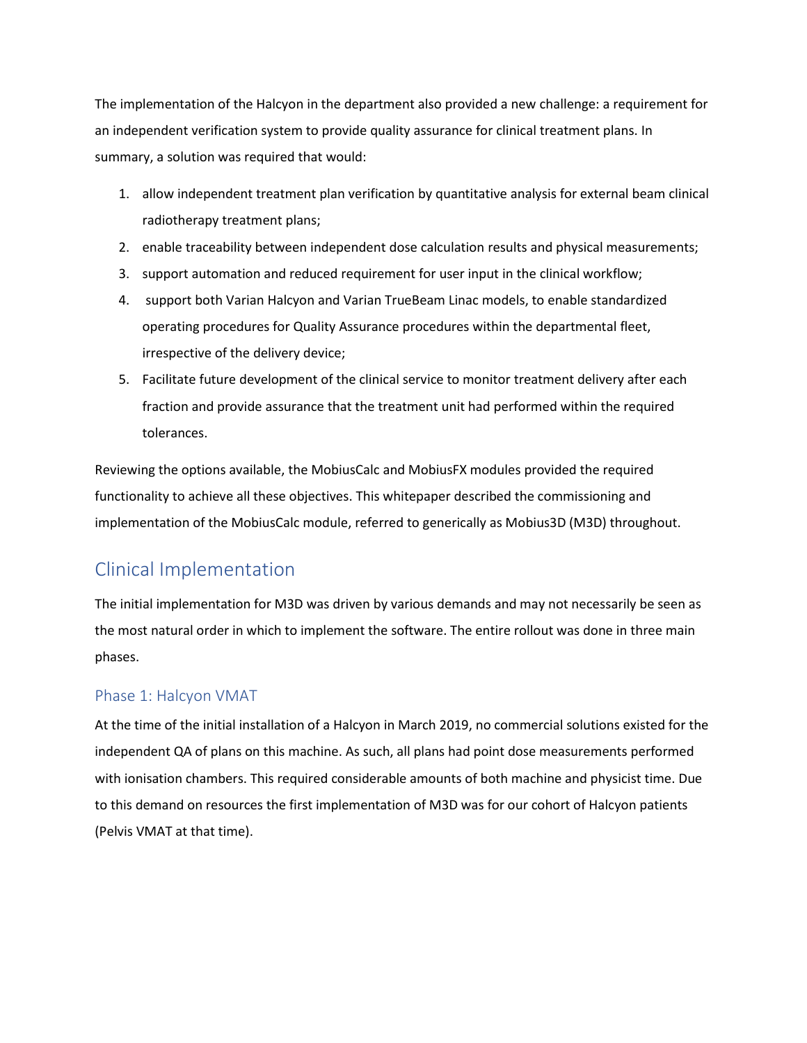The implementation of the Halcyon in the department also provided a new challenge: a requirement for an independent verification system to provide quality assurance for clinical treatment plans. In summary, a solution was required that would:

1. allow independent treatment plan verification by quantitative analysis for external beam clinical radiotherapy treatment plans;
2. enable traceability between independent dose calculation results and physical measurements;
3. support automation and reduced requirement for user input in the clinical workflow;
4. support both Varian Halcyon and Varian TrueBeam Linac models, to enable standardized operating procedures for Quality Assurance procedures within the departmental fleet, irrespective of the delivery device;
5. Facilitate future development of the clinical service to monitor treatment delivery after each fraction and provide assurance that the treatment unit had performed within the required tolerances.

Reviewing the options available, the MobiusCalc and MobiusFX modules provided the required functionality to achieve all these objectives. This whitepaper described the commissioning and implementation of the MobiusCalc module, referred to generically as Mobius3D (M3D) throughout.

## Clinical Implementation

The initial implementation for M3D was driven by various demands and may not necessarily be seen as the most natural order in which to implement the software. The entire rollout was done in three main phases.

### Phase 1: Halcyon VMAT

At the time of the initial installation of a Halcyon in March 2019, no commercial solutions existed for the independent QA of plans on this machine. As such, all plans had point dose measurements performed with ionisation chambers. This required considerable amounts of both machine and physicist time. Due to this demand on resources the first implementation of M3D was for our cohort of Halcyon patients (Pelvis VMAT at that time).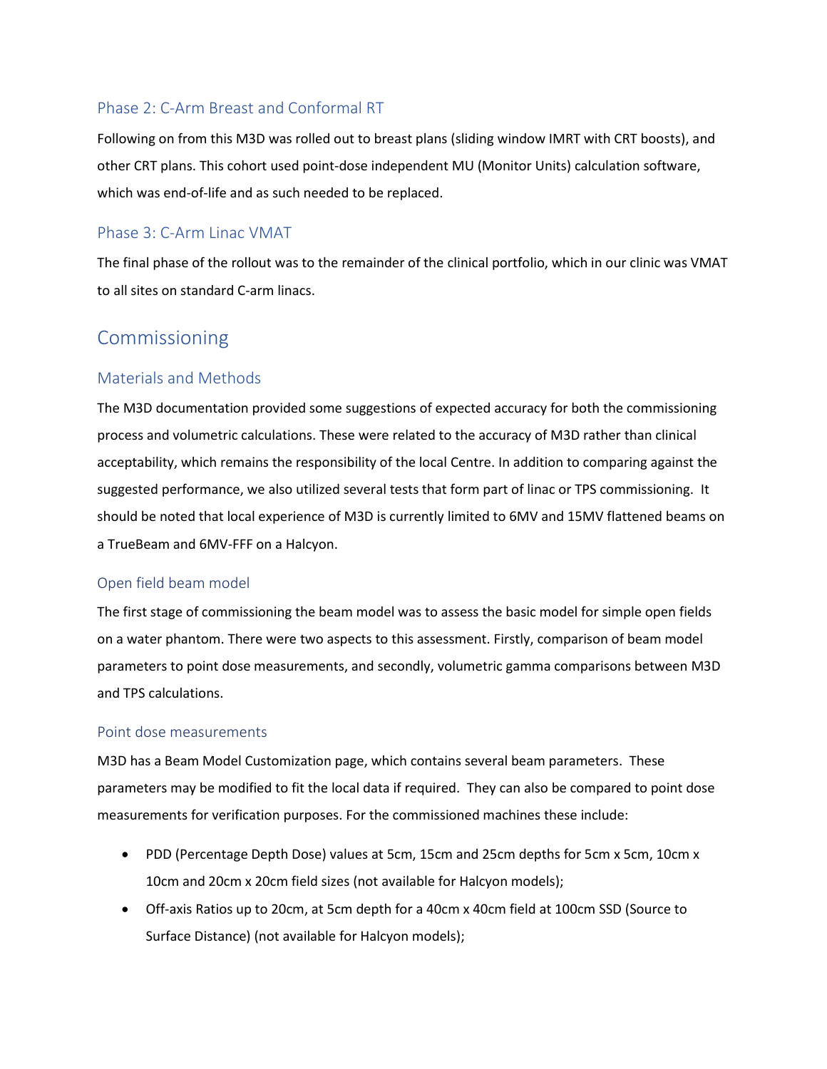### Phase 2: C-Arm Breast and Conformal RT

Following on from this M3D was rolled out to breast plans (sliding window IMRT with CRT boosts), and other CRT plans. This cohort used point-dose independent MU (Monitor Units) calculation software, which was end-of-life and as such needed to be replaced.

### Phase 3: C-Arm Linac VMAT

The final phase of the rollout was to the remainder of the clinical portfolio, which in our clinic was VMAT to all sites on standard C-arm linacs.

## Commissioning

### Materials and Methods

The M3D documentation provided some suggestions of expected accuracy for both the commissioning process and volumetric calculations. These were related to the accuracy of M3D rather than clinical acceptability, which remains the responsibility of the local Centre. In addition to comparing against the suggested performance, we also utilized several tests that form part of linac or TPS commissioning. It should be noted that local experience of M3D is currently limited to 6MV and 15MV flattened beams on a TrueBeam and 6MV-FFF on a Halcyon.

### Open field beam model

The first stage of commissioning the beam model was to assess the basic model for simple open fields on a water phantom. There were two aspects to this assessment. Firstly, comparison of beam model parameters to point dose measurements, and secondly, volumetric gamma comparisons between M3D and TPS calculations.

### Point dose measurements

M3D has a Beam Model Customization page, which contains several beam parameters. These parameters may be modified to fit the local data if required. They can also be compared to point dose measurements for verification purposes. For the commissioned machines these include:

- PDD (Percentage Depth Dose) values at 5cm, 15cm and 25cm depths for 5cm x 5cm, 10cm x 10cm and 20cm x 20cm field sizes (not available for Halcyon models);
- Off-axis Ratios up to 20cm, at 5cm depth for a 40cm x 40cm field at 100cm SSD (Source to Surface Distance) (not available for Halcyon models);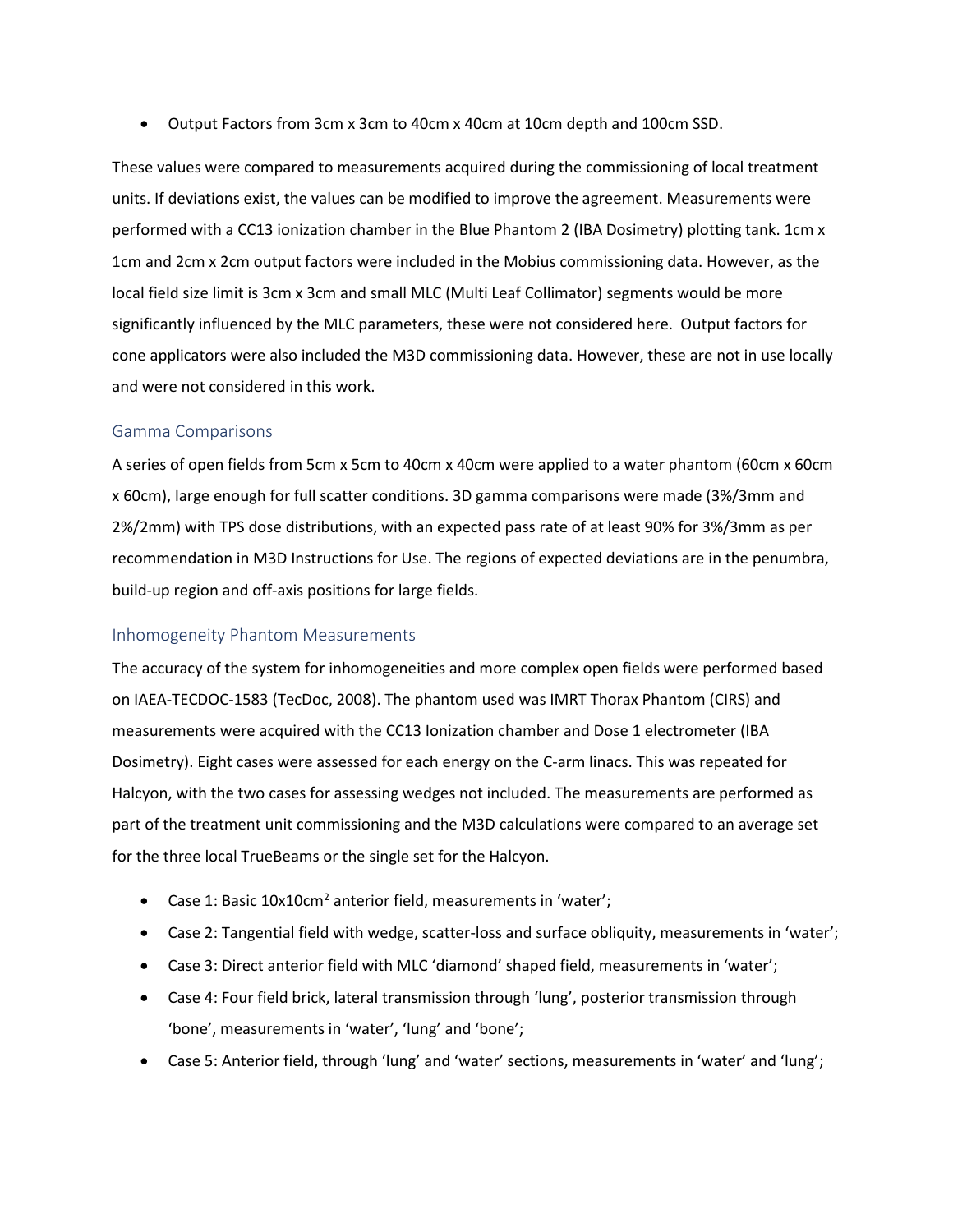- Output Factors from 3cm x 3cm to 40cm x 40cm at 10cm depth and 100cm SSD.

These values were compared to measurements acquired during the commissioning of local treatment units. If deviations exist, the values can be modified to improve the agreement. Measurements were performed with a CC13 ionization chamber in the Blue Phantom 2 (IBA Dosimetry) plotting tank. 1cm x 1cm and 2cm x 2cm output factors were included in the Mobius commissioning data. However, as the local field size limit is 3cm x 3cm and small MLC (Multi Leaf Collimator) segments would be more significantly influenced by the MLC parameters, these were not considered here. Output factors for cone applicators were also included the M3D commissioning data. However, these are not in use locally and were not considered in this work.

### Gamma Comparisons

A series of open fields from 5cm x 5cm to 40cm x 40cm were applied to a water phantom (60cm x 60cm x 60cm), large enough for full scatter conditions. 3D gamma comparisons were made (3%/3mm and 2%/2mm) with TPS dose distributions, with an expected pass rate of at least 90% for 3%/3mm as per recommendation in M3D Instructions for Use. The regions of expected deviations are in the penumbra, build-up region and off-axis positions for large fields.

### Inhomogeneity Phantom Measurements

The accuracy of the system for inhomogeneities and more complex open fields were performed based on IAEA-TECDOC-1583 (TecDoc, 2008). The phantom used was IMRT Thorax Phantom (CIRS) and measurements were acquired with the CC13 Ionization chamber and Dose 1 electrometer (IBA Dosimetry). Eight cases were assessed for each energy on the C-arm linacs. This was repeated for Halcyon, with the two cases for assessing wedges not included. The measurements are performed as part of the treatment unit commissioning and the M3D calculations were compared to an average set for the three local TrueBeams or the single set for the Halcyon.

- Case 1: Basic 10x10cm$^2$ anterior field, measurements in 'water';
- Case 2: Tangential field with wedge, scatter-loss and surface obliquity, measurements in 'water';
- Case 3: Direct anterior field with MLC 'diamond' shaped field, measurements in 'water';
- Case 4: Four field brick, lateral transmission through 'lung', posterior transmission through 'bone', measurements in 'water', 'lung' and 'bone';
- Case 5: Anterior field, through 'lung' and 'water' sections, measurements in 'water' and 'lung';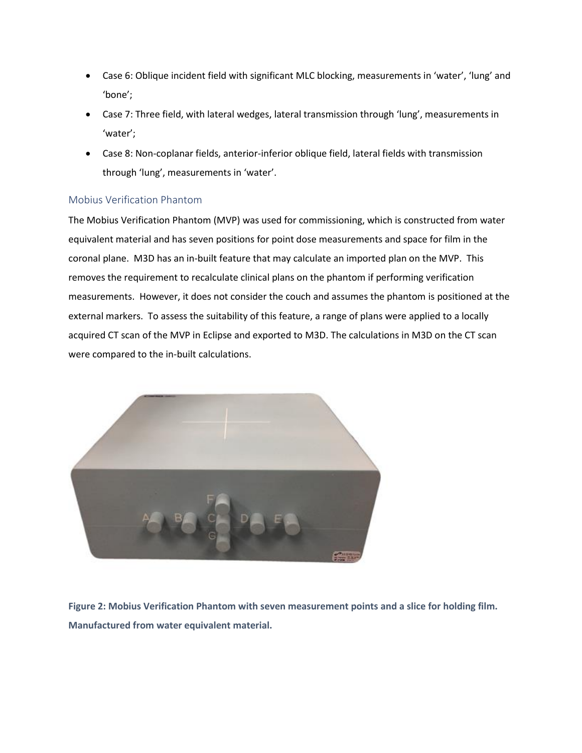- Case 6: Oblique incident field with significant MLC blocking, measurements in 'water', 'lung' and 'bone';
- Case 7: Three field, with lateral wedges, lateral transmission through 'lung', measurements in 'water';
- Case 8: Non-coplanar fields, anterior-inferior oblique field, lateral fields with transmission through 'lung', measurements in 'water'.

### Mobius Verification Phantom

The Mobius Verification Phantom (MVP) was used for commissioning, which is constructed from water equivalent material and has seven positions for point dose measurements and space for film in the coronal plane. M3D has an in-built feature that may calculate an imported plan on the MVP. This removes the requirement to recalculate clinical plans on the phantom if performing verification measurements. However, it does not consider the couch and assumes the phantom is positioned at the external markers. To assess the suitability of this feature, a range of plans were applied to a locally acquired CT scan of the MVP in Eclipse and exported to M3D. The calculations in M3D on the CT scan were compared to the in-built calculations.

**Figure 2: Mobius Verification Phantom with seven measurement points and a slice for holding film. Manufactured from water equivalent material.**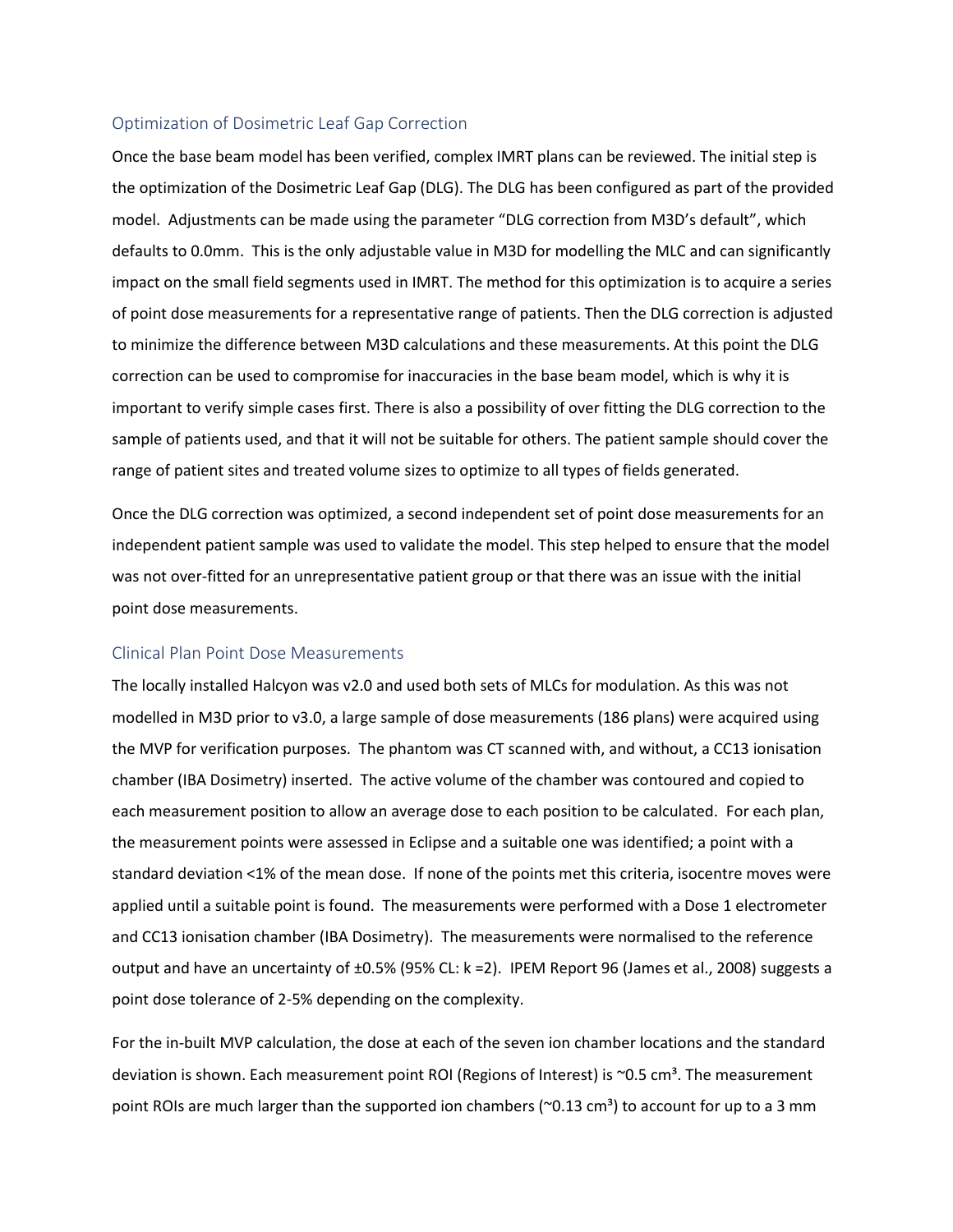## Optimization of Dosimetric Leaf Gap Correction

Once the base beam model has been verified, complex IMRT plans can be reviewed. The initial step is the optimization of the Dosimetric Leaf Gap (DLG). The DLG has been configured as part of the provided model. Adjustments can be made using the parameter "DLG correction from M3D's default", which defaults to 0.0mm. This is the only adjustable value in M3D for modelling the MLC and can significantly impact on the small field segments used in IMRT. The method for this optimization is to acquire a series of point dose measurements for a representative range of patients. Then the DLG correction is adjusted to minimize the difference between M3D calculations and these measurements. At this point the DLG correction can be used to compromise for inaccuracies in the base beam model, which is why it is important to verify simple cases first. There is also a possibility of over fitting the DLG correction to the sample of patients used, and that it will not be suitable for others. The patient sample should cover the range of patient sites and treated volume sizes to optimize to all types of fields generated.

Once the DLG correction was optimized, a second independent set of point dose measurements for an independent patient sample was used to validate the model. This step helped to ensure that the model was not over-fitted for an unrepresentative patient group or that there was an issue with the initial point dose measurements.

## Clinical Plan Point Dose Measurements

The locally installed Halcyon was v2.0 and used both sets of MLCs for modulation. As this was not modelled in M3D prior to v3.0, a large sample of dose measurements (186 plans) were acquired using the MVP for verification purposes. The phantom was CT scanned with, and without, a CC13 ionisation chamber (IBA Dosimetry) inserted. The active volume of the chamber was contoured and copied to each measurement position to allow an average dose to each position to be calculated. For each plan, the measurement points were assessed in Eclipse and a suitable one was identified; a point with a standard deviation <1% of the mean dose. If none of the points met this criteria, isocentre moves were applied until a suitable point is found. The measurements were performed with a Dose 1 electrometer and CC13 ionisation chamber (IBA Dosimetry). The measurements were normalised to the reference output and have an uncertainty of ±0.5% (95% CL: k =2). IPEM Report 96 (James et al., 2008) suggests a point dose tolerance of 2-5% depending on the complexity.

For the in-built MVP calculation, the dose at each of the seven ion chamber locations and the standard deviation is shown. Each measurement point ROI (Regions of Interest) is ~0.5 cm³. The measurement point ROIs are much larger than the supported ion chambers (~0.13 cm³) to account for up to a 3 mm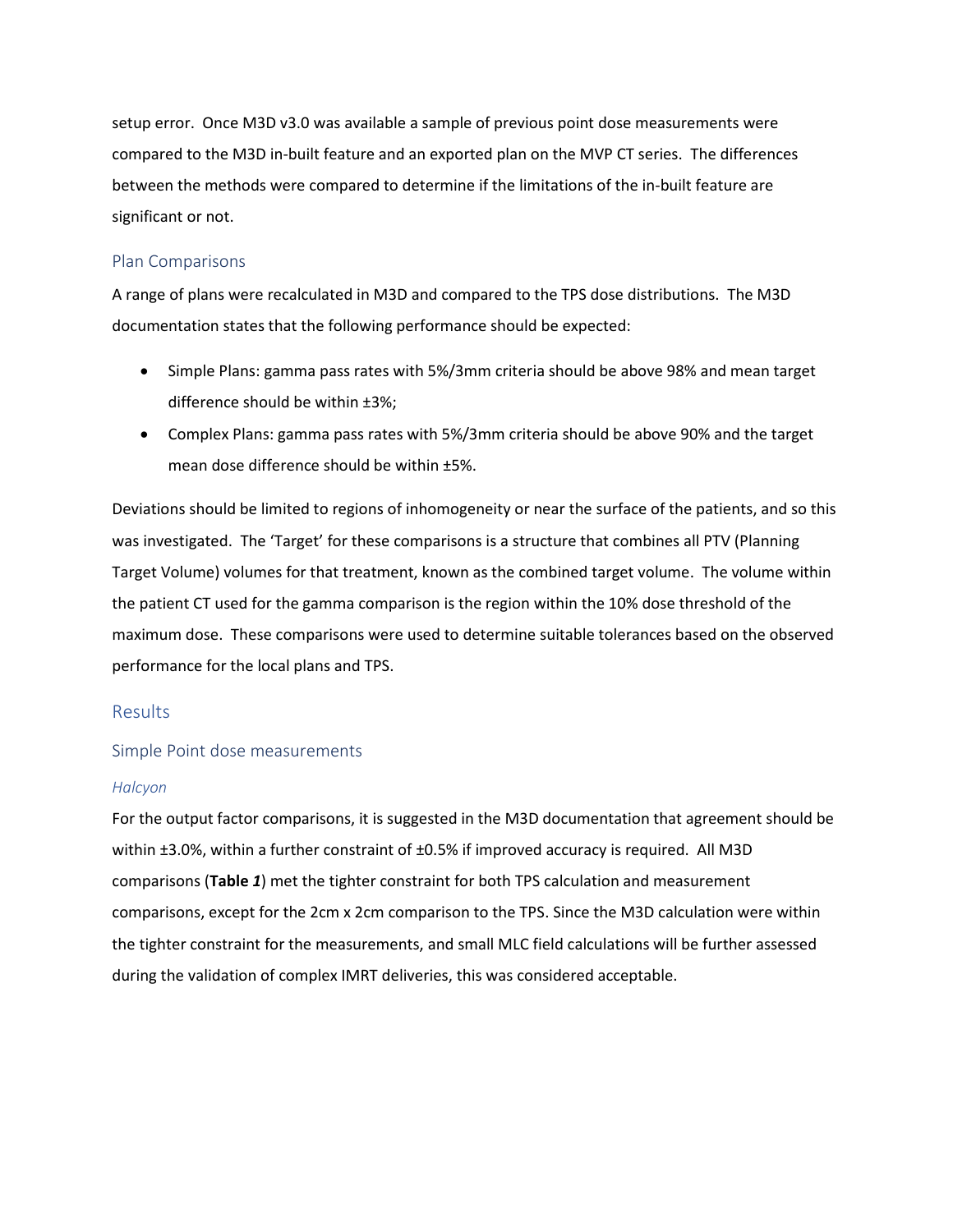setup error. Once M3D v3.0 was available a sample of previous point dose measurements were compared to the M3D in-built feature and an exported plan on the MVP CT series. The differences between the methods were compared to determine if the limitations of the in-built feature are significant or not.

### Plan Comparisons

A range of plans were recalculated in M3D and compared to the TPS dose distributions. The M3D documentation states that the following performance should be expected:

- Simple Plans: gamma pass rates with 5%/3mm criteria should be above 98% and mean target difference should be within ±3%;
- Complex Plans: gamma pass rates with 5%/3mm criteria should be above 90% and the target mean dose difference should be within ±5%.

Deviations should be limited to regions of inhomogeneity or near the surface of the patients, and so this was investigated. The 'Target' for these comparisons is a structure that combines all PTV (Planning Target Volume) volumes for that treatment, known as the combined target volume. The volume within the patient CT used for the gamma comparison is the region within the 10% dose threshold of the maximum dose. These comparisons were used to determine suitable tolerances based on the observed performance for the local plans and TPS.

## Results

### Simple Point dose measurements

#### *Halcyon*

For the output factor comparisons, it is suggested in the M3D documentation that agreement should be within ±3.0%, within a further constraint of ±0.5% if improved accuracy is required. All M3D comparisons (**Table *1***) met the tighter constraint for both TPS calculation and measurement comparisons, except for the 2cm x 2cm comparison to the TPS. Since the M3D calculation were within the tighter constraint for the measurements, and small MLC field calculations will be further assessed during the validation of complex IMRT deliveries, this was considered acceptable.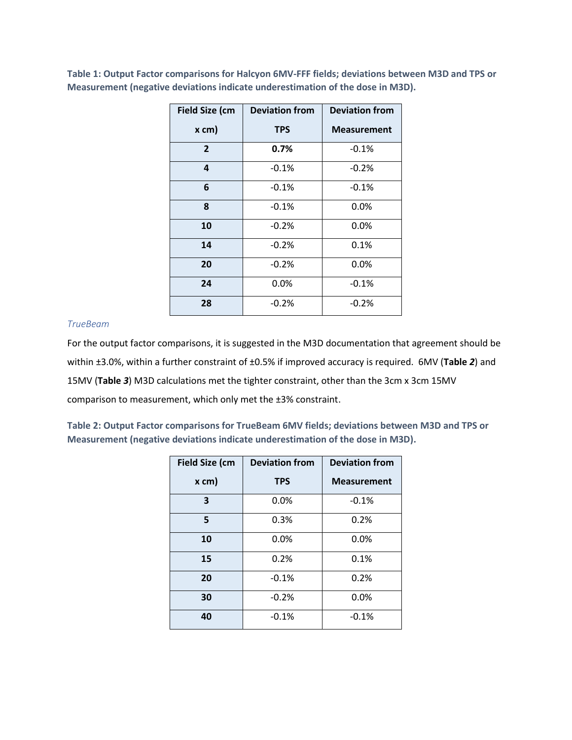**Table 1: Output Factor comparisons for Halcyon 6MV-FFF fields; deviations between M3D and TPS or Measurement (negative deviations indicate underestimation of the dose in M3D).**

| Field Size (cm x cm) | Deviation from TPS | Deviation from Measurement |
|---|---|---|
| **2** | **0.7%** | -0.1% |
| **4** | -0.1% | -0.2% |
| **6** | -0.1% | -0.1% |
| **8** | -0.1% | 0.0% |
| **10** | -0.2% | 0.0% |
| **14** | -0.2% | 0.1% |
| **20** | -0.2% | 0.0% |
| **24** | 0.0% | -0.1% |
| **28** | -0.2% | -0.2% |

*TrueBeam*

For the output factor comparisons, it is suggested in the M3D documentation that agreement should be within ±3.0%, within a further constraint of ±0.5% if improved accuracy is required. 6MV (**Table *2***) and 15MV (**Table *3***) M3D calculations met the tighter constraint, other than the 3cm x 3cm 15MV comparison to measurement, which only met the ±3% constraint.

**Table 2: Output Factor comparisons for TrueBeam 6MV fields; deviations between M3D and TPS or Measurement (negative deviations indicate underestimation of the dose in M3D).**

| Field Size (cm x cm) | Deviation from TPS | Deviation from Measurement |
|---|---|---|
| **3** | 0.0% | -0.1% |
| **5** | 0.3% | 0.2% |
| **10** | 0.0% | 0.0% |
| **15** | 0.2% | 0.1% |
| **20** | -0.1% | 0.2% |
| **30** | -0.2% | 0.0% |
| **40** | -0.1% | -0.1% |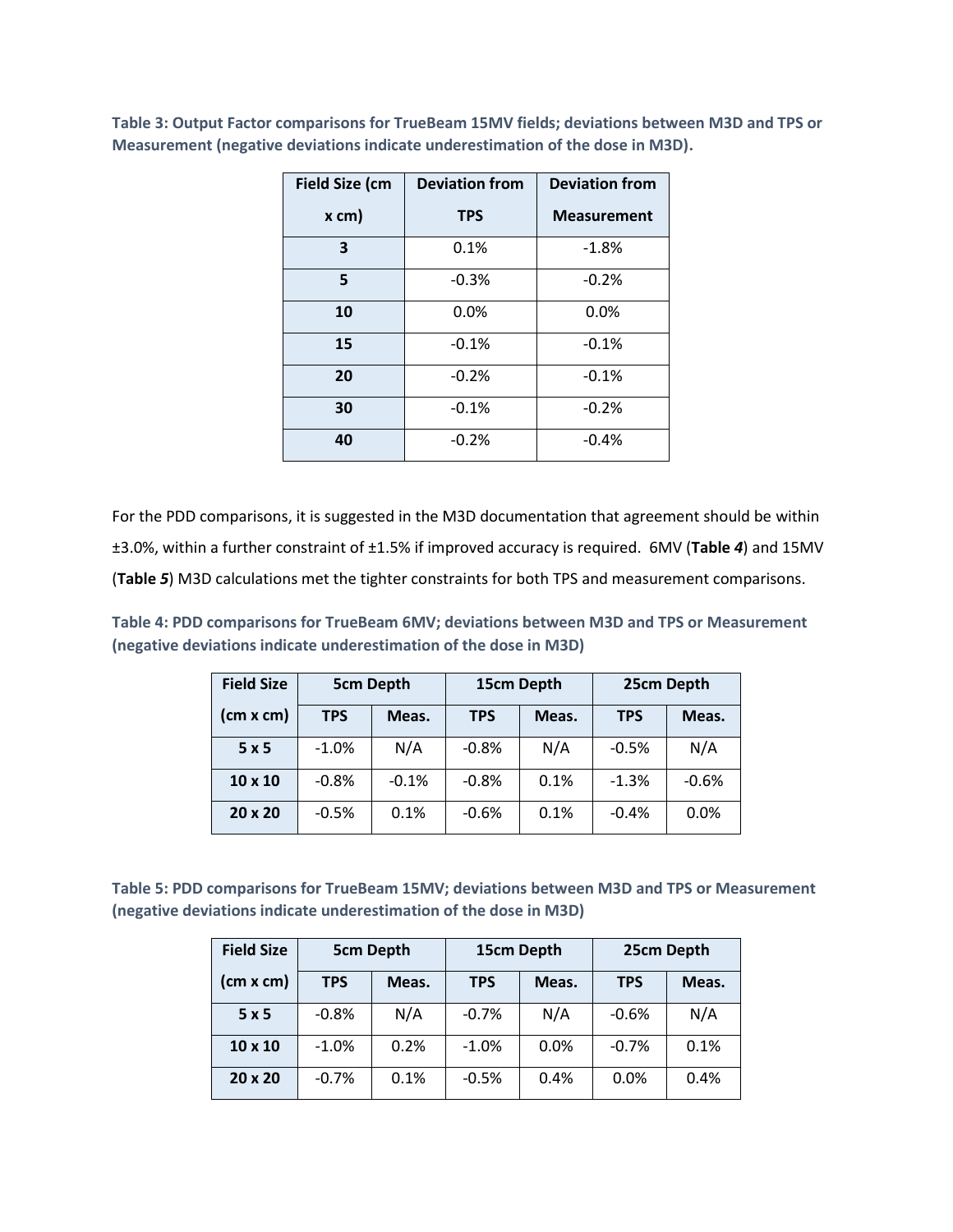**Table 3: Output Factor comparisons for TrueBeam 15MV fields; deviations between M3D and TPS or Measurement (negative deviations indicate underestimation of the dose in M3D).**

| Field Size (cm x cm) | Deviation from TPS | Deviation from Measurement |
|---|---|---|
| **3** | 0.1% | -1.8% |
| **5** | -0.3% | -0.2% |
| **10** | 0.0% | 0.0% |
| **15** | -0.1% | -0.1% |
| **20** | -0.2% | -0.1% |
| **30** | -0.1% | -0.2% |
| **40** | -0.2% | -0.4% |

For the PDD comparisons, it is suggested in the M3D documentation that agreement should be within ±3.0%, within a further constraint of ±1.5% if improved accuracy is required. 6MV (**Table *4***) and 15MV (**Table *5***) M3D calculations met the tighter constraints for both TPS and measurement comparisons.

**Table 4: PDD comparisons for TrueBeam 6MV; deviations between M3D and TPS or Measurement (negative deviations indicate underestimation of the dose in M3D)**

| Field Size | 5cm Depth | | 15cm Depth | | 25cm Depth | |
|---|---|---|---|---|---|---|
| (cm x cm) | TPS | Meas. | TPS | Meas. | TPS | Meas. |
| **5 x 5** | -1.0% | N/A | -0.8% | N/A | -0.5% | N/A |
| **10 x 10** | -0.8% | -0.1% | -0.8% | 0.1% | -1.3% | -0.6% |
| **20 x 20** | -0.5% | 0.1% | -0.6% | 0.1% | -0.4% | 0.0% |

**Table 5: PDD comparisons for TrueBeam 15MV; deviations between M3D and TPS or Measurement (negative deviations indicate underestimation of the dose in M3D)**

| Field Size | 5cm Depth | | 15cm Depth | | 25cm Depth | |
|---|---|---|---|---|---|---|
| (cm x cm) | TPS | Meas. | TPS | Meas. | TPS | Meas. |
| **5 x 5** | -0.8% | N/A | -0.7% | N/A | -0.6% | N/A |
| **10 x 10** | -1.0% | 0.2% | -1.0% | 0.0% | -0.7% | 0.1% |
| **20 x 20** | -0.7% | 0.1% | -0.5% | 0.4% | 0.0% | 0.4% |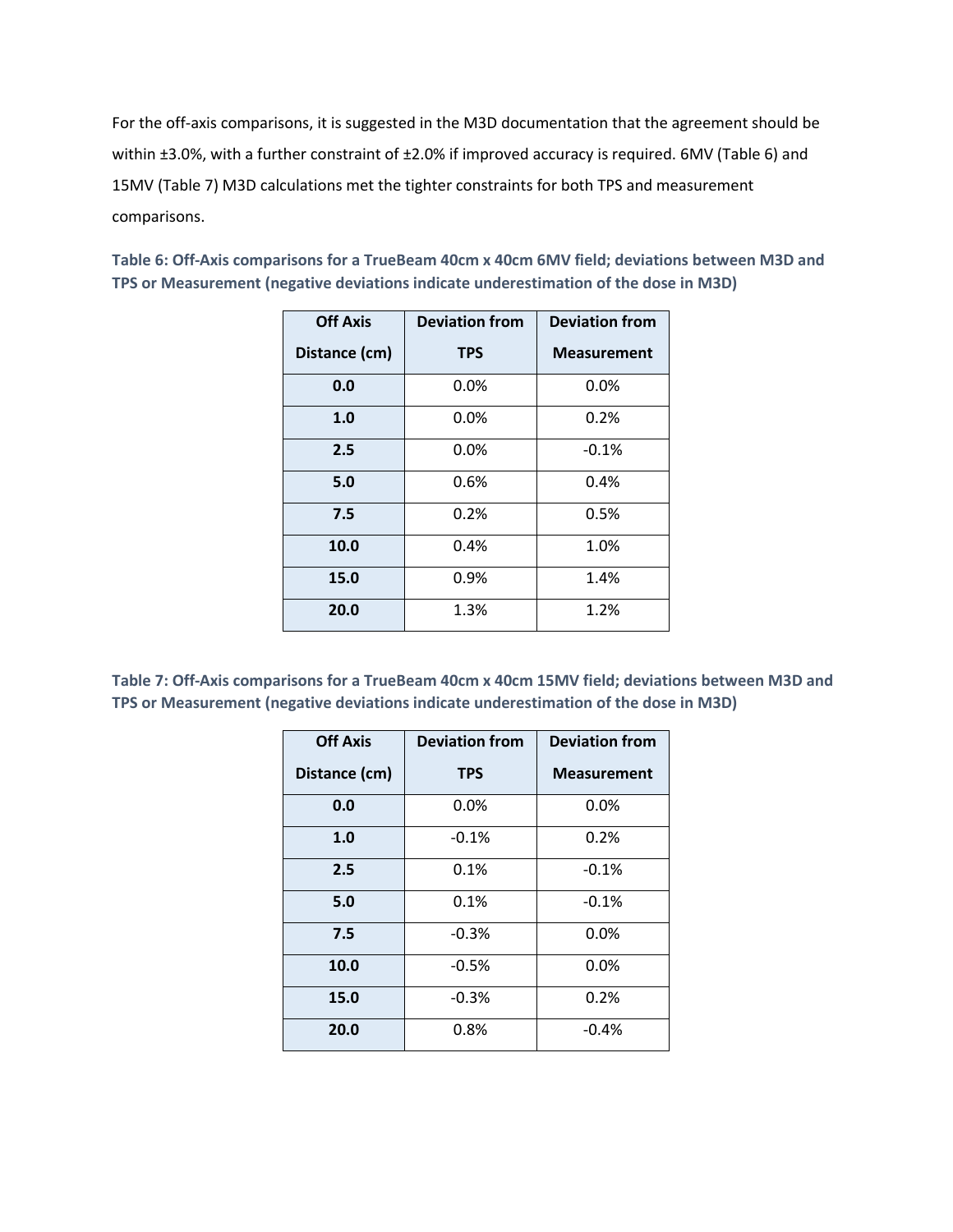For the off-axis comparisons, it is suggested in the M3D documentation that the agreement should be within ±3.0%, with a further constraint of ±2.0% if improved accuracy is required. 6MV (Table 6) and 15MV (Table 7) M3D calculations met the tighter constraints for both TPS and measurement comparisons.

**Table 6: Off-Axis comparisons for a TrueBeam 40cm x 40cm 6MV field; deviations between M3D and TPS or Measurement (negative deviations indicate underestimation of the dose in M3D)**

| Off Axis Distance (cm) | Deviation from TPS | Deviation from Measurement |
|---|---|---|
| **0.0** | 0.0% | 0.0% |
| **1.0** | 0.0% | 0.2% |
| **2.5** | 0.0% | -0.1% |
| **5.0** | 0.6% | 0.4% |
| **7.5** | 0.2% | 0.5% |
| **10.0** | 0.4% | 1.0% |
| **15.0** | 0.9% | 1.4% |
| **20.0** | 1.3% | 1.2% |

**Table 7: Off-Axis comparisons for a TrueBeam 40cm x 40cm 15MV field; deviations between M3D and TPS or Measurement (negative deviations indicate underestimation of the dose in M3D)**

| Off Axis Distance (cm) | Deviation from TPS | Deviation from Measurement |
|---|---|---|
| **0.0** | 0.0% | 0.0% |
| **1.0** | -0.1% | 0.2% |
| **2.5** | 0.1% | -0.1% |
| **5.0** | 0.1% | -0.1% |
| **7.5** | -0.3% | 0.0% |
| **10.0** | -0.5% | 0.0% |
| **15.0** | -0.3% | 0.2% |
| **20.0** | 0.8% | -0.4% |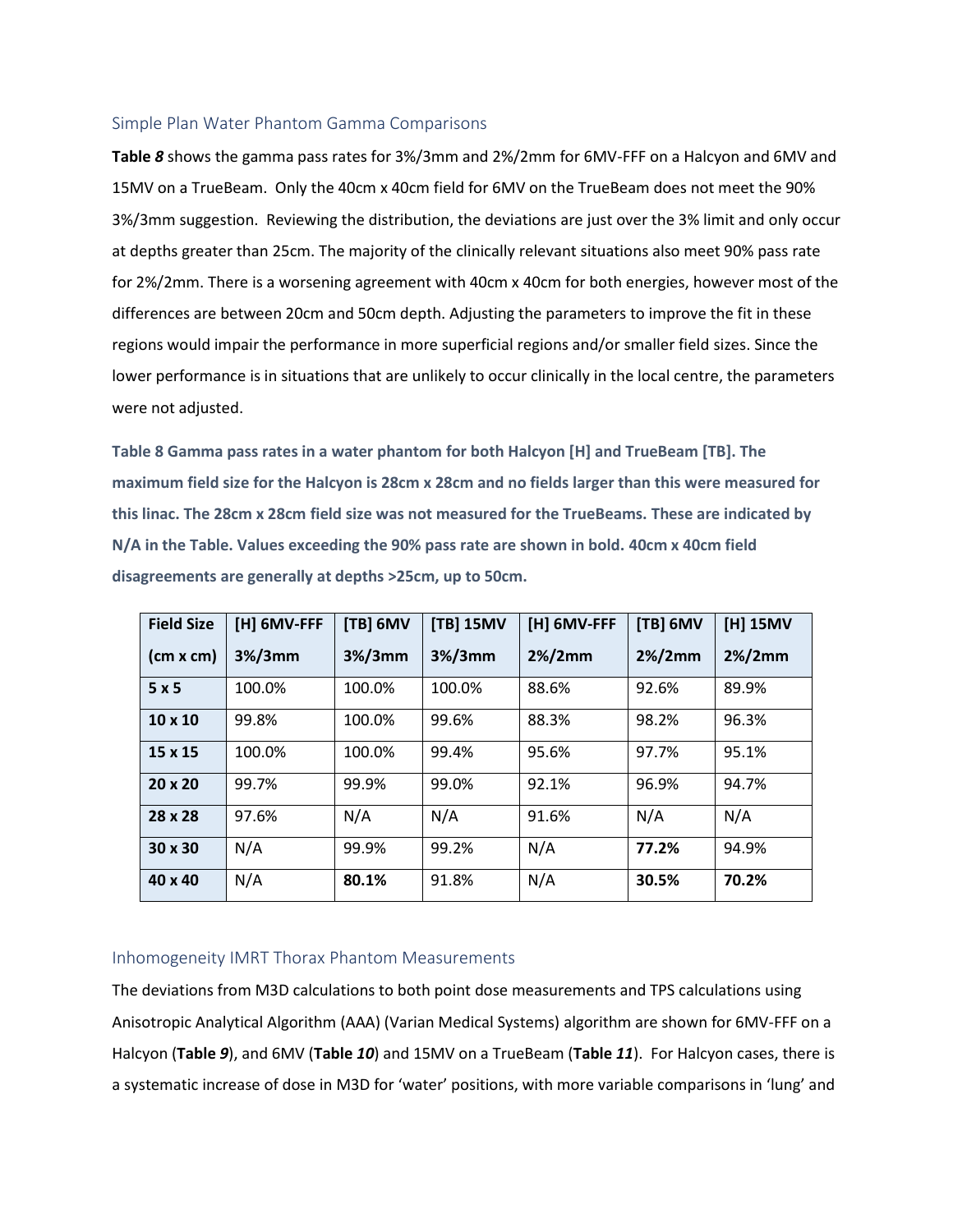## Simple Plan Water Phantom Gamma Comparisons

**Table *8*** shows the gamma pass rates for 3%/3mm and 2%/2mm for 6MV-FFF on a Halcyon and 6MV and 15MV on a TrueBeam. Only the 40cm x 40cm field for 6MV on the TrueBeam does not meet the 90% 3%/3mm suggestion. Reviewing the distribution, the deviations are just over the 3% limit and only occur at depths greater than 25cm. The majority of the clinically relevant situations also meet 90% pass rate for 2%/2mm. There is a worsening agreement with 40cm x 40cm for both energies, however most of the differences are between 20cm and 50cm depth. Adjusting the parameters to improve the fit in these regions would impair the performance in more superficial regions and/or smaller field sizes. Since the lower performance is in situations that are unlikely to occur clinically in the local centre, the parameters were not adjusted.

**Table 8 Gamma pass rates in a water phantom for both Halcyon [H] and TrueBeam [TB]. The maximum field size for the Halcyon is 28cm x 28cm and no fields larger than this were measured for this linac. The 28cm x 28cm field size was not measured for the TrueBeams. These are indicated by N/A in the Table. Values exceeding the 90% pass rate are shown in bold. 40cm x 40cm field disagreements are generally at depths >25cm, up to 50cm.**

| Field Size (cm x cm) | [H] 6MV-FFF 3%/3mm | [TB] 6MV 3%/3mm | [TB] 15MV 3%/3mm | [H] 6MV-FFF 2%/2mm | [TB] 6MV 2%/2mm | [H] 15MV 2%/2mm |
|---|---|---|---|---|---|---|
| 5 x 5 | 100.0% | 100.0% | 100.0% | 88.6% | 92.6% | 89.9% |
| 10 x 10 | 99.8% | 100.0% | 99.6% | 88.3% | 98.2% | 96.3% |
| 15 x 15 | 100.0% | 100.0% | 99.4% | 95.6% | 97.7% | 95.1% |
| 20 x 20 | 99.7% | 99.9% | 99.0% | 92.1% | 96.9% | 94.7% |
| 28 x 28 | 97.6% | N/A | N/A | 91.6% | N/A | N/A |
| 30 x 30 | N/A | 99.9% | 99.2% | N/A | **77.2%** | 94.9% |
| 40 x 40 | N/A | **80.1%** | 91.8% | N/A | **30.5%** | **70.2%** |

## Inhomogeneity IMRT Thorax Phantom Measurements

The deviations from M3D calculations to both point dose measurements and TPS calculations using Anisotropic Analytical Algorithm (AAA) (Varian Medical Systems) algorithm are shown for 6MV-FFF on a Halcyon (**Table *9***), and 6MV (**Table *10***) and 15MV on a TrueBeam (**Table *11***). For Halcyon cases, there is a systematic increase of dose in M3D for 'water' positions, with more variable comparisons in 'lung' and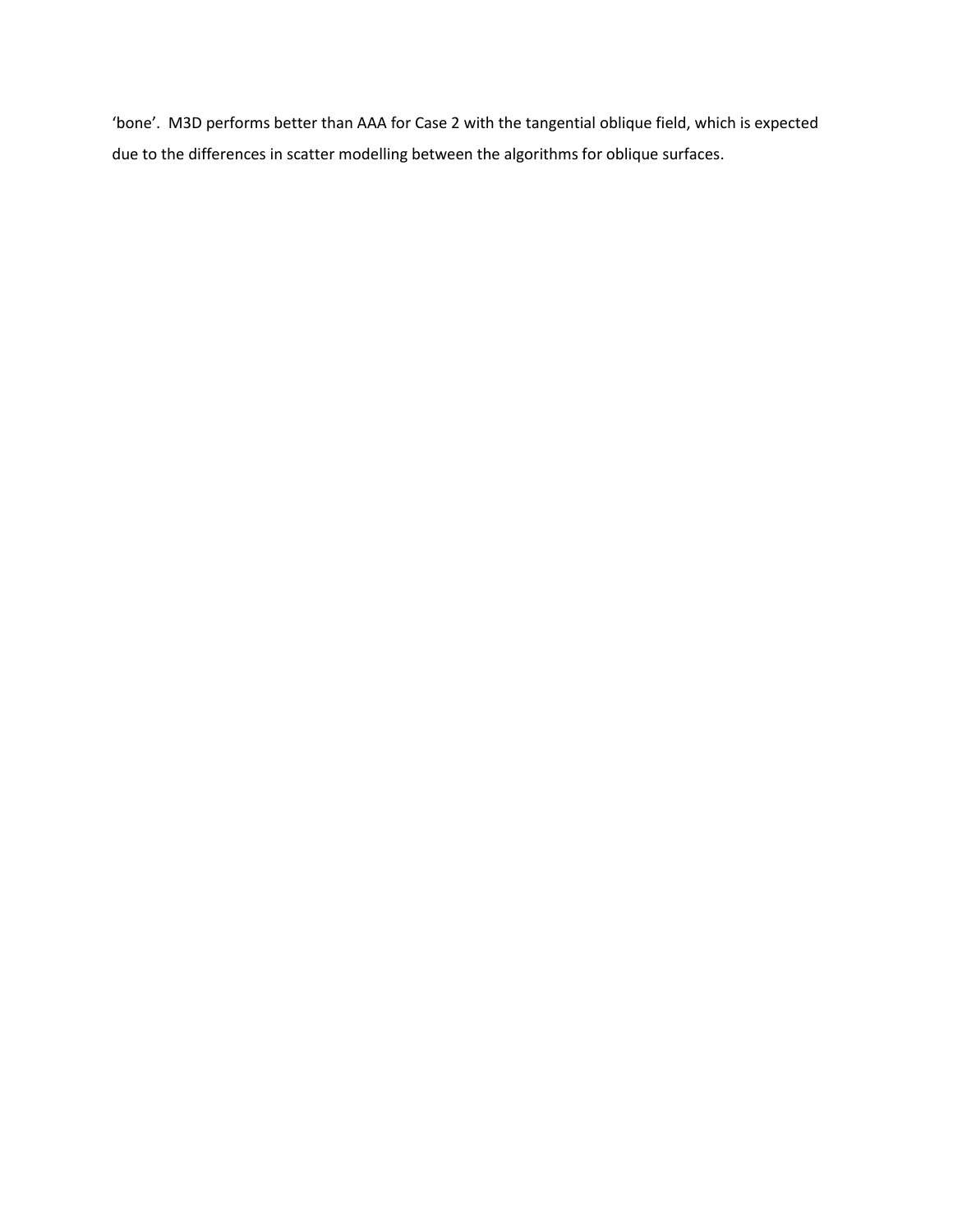'bone'. M3D performs better than AAA for Case 2 with the tangential oblique field, which is expected due to the differences in scatter modelling between the algorithms for oblique surfaces.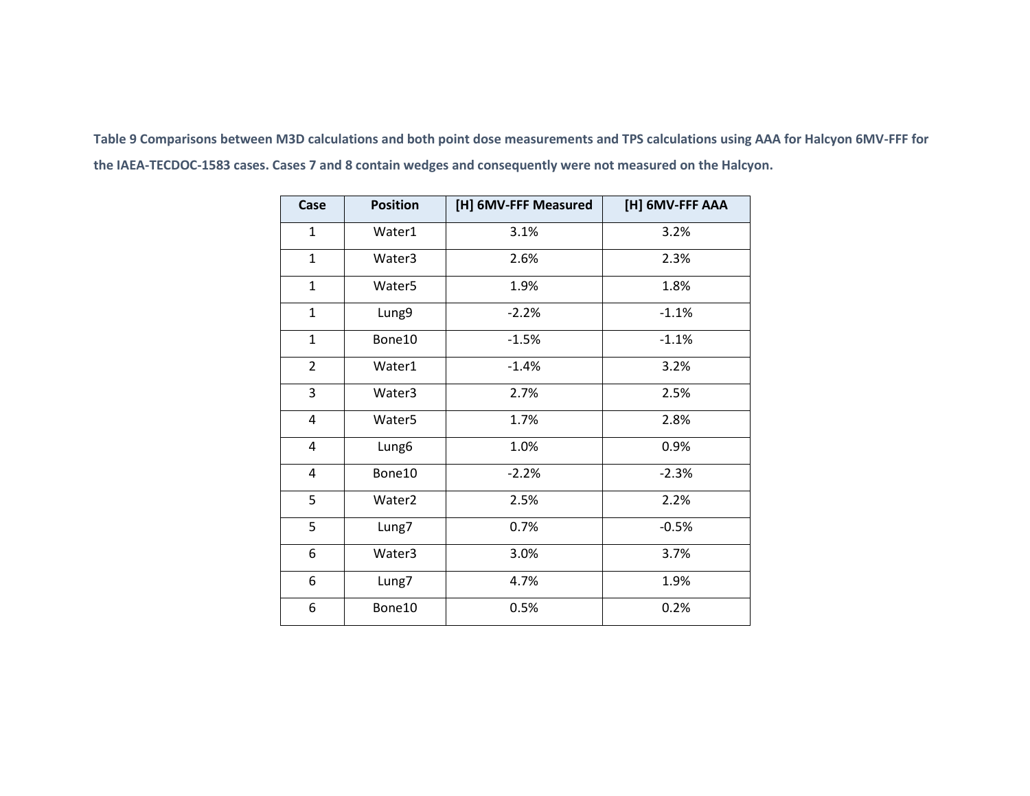**Table 9 Comparisons between M3D calculations and both point dose measurements and TPS calculations using AAA for Halcyon 6MV-FFF for the IAEA-TECDOC-1583 cases. Cases 7 and 8 contain wedges and consequently were not measured on the Halcyon.**

| Case | Position | [H] 6MV-FFF Measured | [H] 6MV-FFF AAA |
|---|---|---|---|
| 1 | Water1 | 3.1% | 3.2% |
| 1 | Water3 | 2.6% | 2.3% |
| 1 | Water5 | 1.9% | 1.8% |
| 1 | Lung9 | -2.2% | -1.1% |
| 1 | Bone10 | -1.5% | -1.1% |
| 2 | Water1 | -1.4% | 3.2% |
| 3 | Water3 | 2.7% | 2.5% |
| 4 | Water5 | 1.7% | 2.8% |
| 4 | Lung6 | 1.0% | 0.9% |
| 4 | Bone10 | -2.2% | -2.3% |
| 5 | Water2 | 2.5% | 2.2% |
| 5 | Lung7 | 0.7% | -0.5% |
| 6 | Water3 | 3.0% | 3.7% |
| 6 | Lung7 | 4.7% | 1.9% |
| 6 | Bone10 | 0.5% | 0.2% |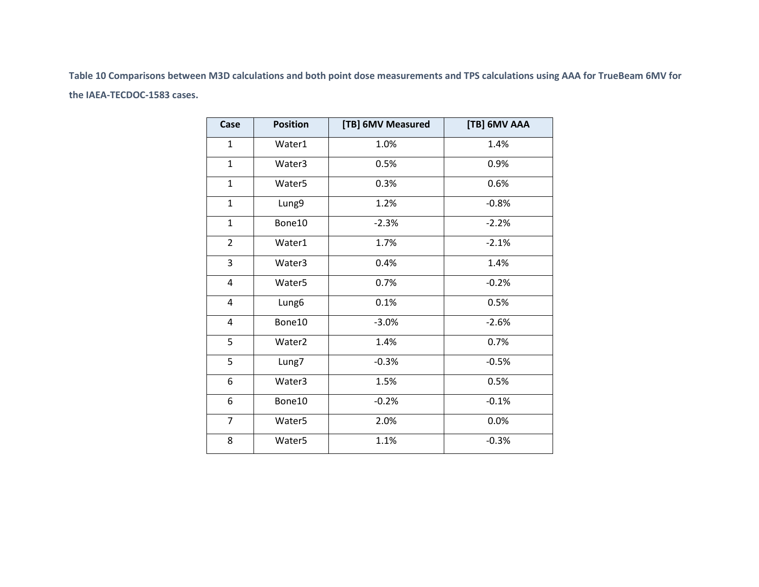**Table 10 Comparisons between M3D calculations and both point dose measurements and TPS calculations using AAA for TrueBeam 6MV for the IAEA-TECDOC-1583 cases.**

| Case | Position | [TB] 6MV Measured | [TB] 6MV AAA |
|---|---|---|---|
| 1 | Water1 | 1.0% | 1.4% |
| 1 | Water3 | 0.5% | 0.9% |
| 1 | Water5 | 0.3% | 0.6% |
| 1 | Lung9 | 1.2% | -0.8% |
| 1 | Bone10 | -2.3% | -2.2% |
| 2 | Water1 | 1.7% | -2.1% |
| 3 | Water3 | 0.4% | 1.4% |
| 4 | Water5 | 0.7% | -0.2% |
| 4 | Lung6 | 0.1% | 0.5% |
| 4 | Bone10 | -3.0% | -2.6% |
| 5 | Water2 | 1.4% | 0.7% |
| 5 | Lung7 | -0.3% | -0.5% |
| 6 | Water3 | 1.5% | 0.5% |
| 6 | Bone10 | -0.2% | -0.1% |
| 7 | Water5 | 2.0% | 0.0% |
| 8 | Water5 | 1.1% | -0.3% |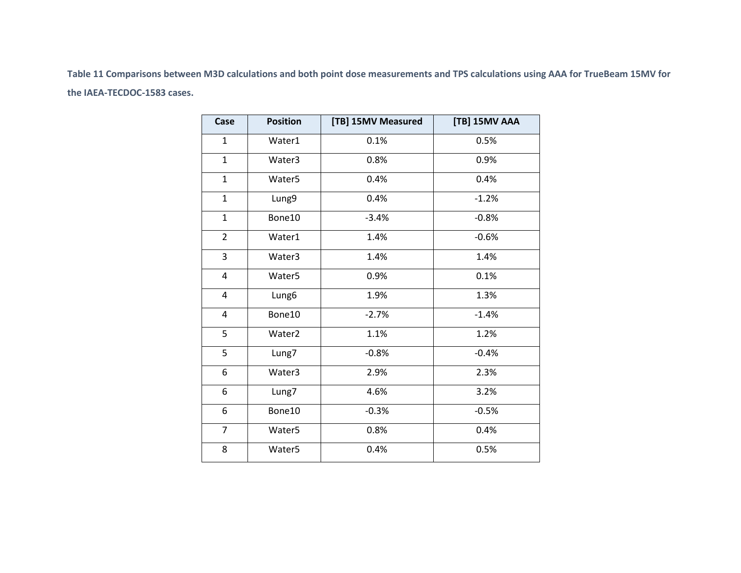**Table 11 Comparisons between M3D calculations and both point dose measurements and TPS calculations using AAA for TrueBeam 15MV for the IAEA-TECDOC-1583 cases.**

| Case | Position | [TB] 15MV Measured | [TB] 15MV AAA |
|---|---|---|---|
| 1 | Water1 | 0.1% | 0.5% |
| 1 | Water3 | 0.8% | 0.9% |
| 1 | Water5 | 0.4% | 0.4% |
| 1 | Lung9 | 0.4% | -1.2% |
| 1 | Bone10 | -3.4% | -0.8% |
| 2 | Water1 | 1.4% | -0.6% |
| 3 | Water3 | 1.4% | 1.4% |
| 4 | Water5 | 0.9% | 0.1% |
| 4 | Lung6 | 1.9% | 1.3% |
| 4 | Bone10 | -2.7% | -1.4% |
| 5 | Water2 | 1.1% | 1.2% |
| 5 | Lung7 | -0.8% | -0.4% |
| 6 | Water3 | 2.9% | 2.3% |
| 6 | Lung7 | 4.6% | 3.2% |
| 6 | Bone10 | -0.3% | -0.5% |
| 7 | Water5 | 0.8% | 0.4% |
| 8 | Water5 | 0.4% | 0.5% |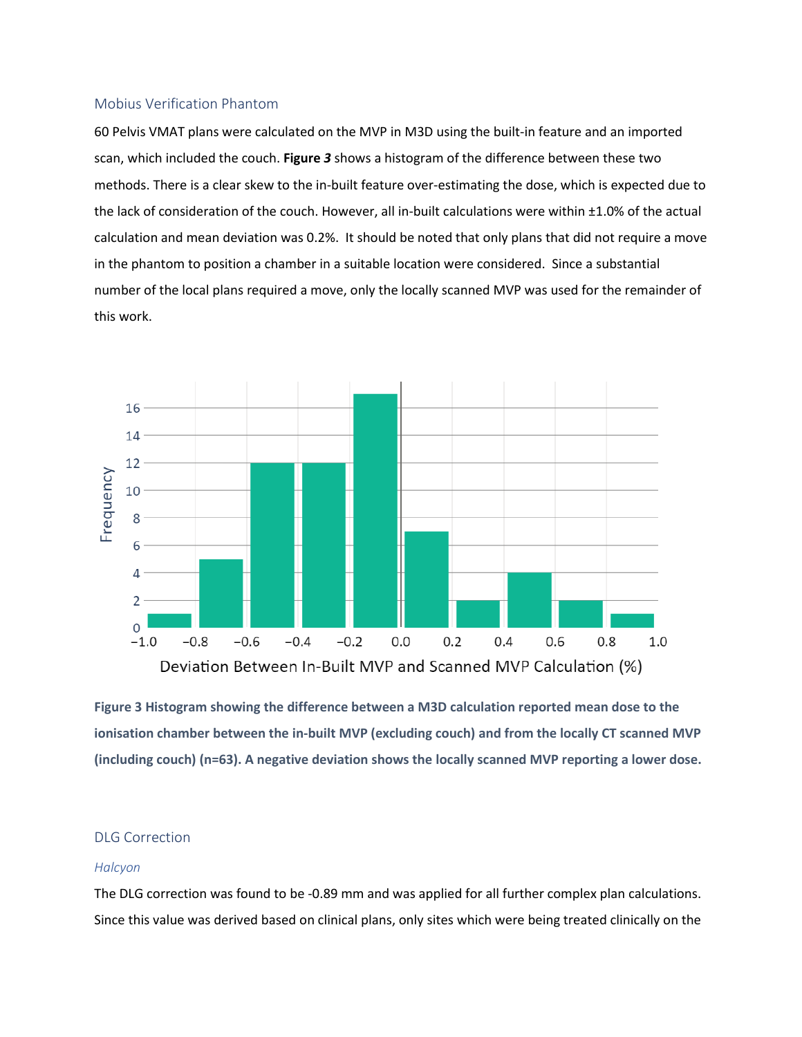### Mobius Verification Phantom

60 Pelvis VMAT plans were calculated on the MVP in M3D using the built-in feature and an imported scan, which included the couch. **Figure *3*** shows a histogram of the difference between these two methods. There is a clear skew to the in-built feature over-estimating the dose, which is expected due to the lack of consideration of the couch. However, all in-built calculations were within ±1.0% of the actual calculation and mean deviation was 0.2%. It should be noted that only plans that did not require a move in the phantom to position a chamber in a suitable location were considered. Since a substantial number of the local plans required a move, only the locally scanned MVP was used for the remainder of this work.

**Figure 3 Histogram showing the difference between a M3D calculation reported mean dose to the ionisation chamber between the in-built MVP (excluding couch) and from the locally CT scanned MVP (including couch) (n=63). A negative deviation shows the locally scanned MVP reporting a lower dose.**

### DLG Correction

#### *Halcyon*

The DLG correction was found to be -0.89 mm and was applied for all further complex plan calculations. Since this value was derived based on clinical plans, only sites which were being treated clinically on the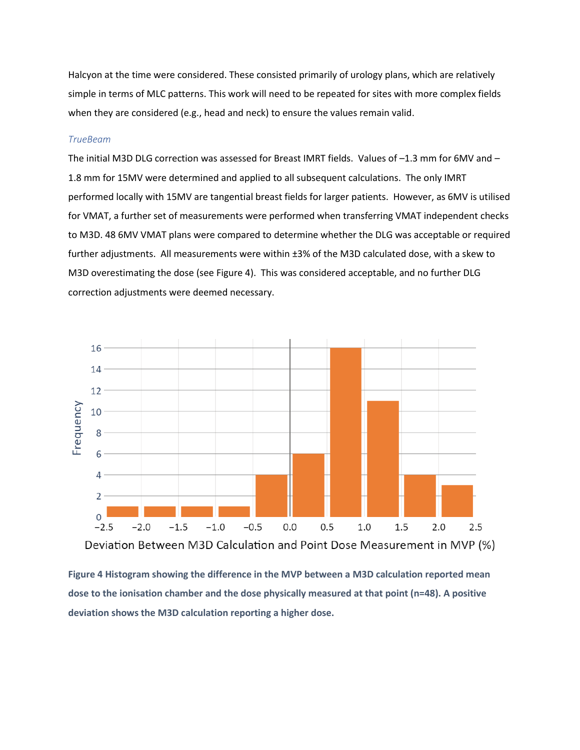Halcyon at the time were considered. These consisted primarily of urology plans, which are relatively simple in terms of MLC patterns. This work will need to be repeated for sites with more complex fields when they are considered (e.g., head and neck) to ensure the values remain valid.

### *TrueBeam*

The initial M3D DLG correction was assessed for Breast IMRT fields. Values of –1.3 mm for 6MV and –1.8 mm for 15MV were determined and applied to all subsequent calculations. The only IMRT performed locally with 15MV are tangential breast fields for larger patients. However, as 6MV is utilised for VMAT, a further set of measurements were performed when transferring VMAT independent checks to M3D. 48 6MV VMAT plans were compared to determine whether the DLG was acceptable or required further adjustments. All measurements were within ±3% of the M3D calculated dose, with a skew to M3D overestimating the dose (see Figure 4). This was considered acceptable, and no further DLG correction adjustments were deemed necessary.

**Figure 4 Histogram showing the difference in the MVP between a M3D calculation reported mean dose to the ionisation chamber and the dose physically measured at that point (n=48). A positive deviation shows the M3D calculation reporting a higher dose.**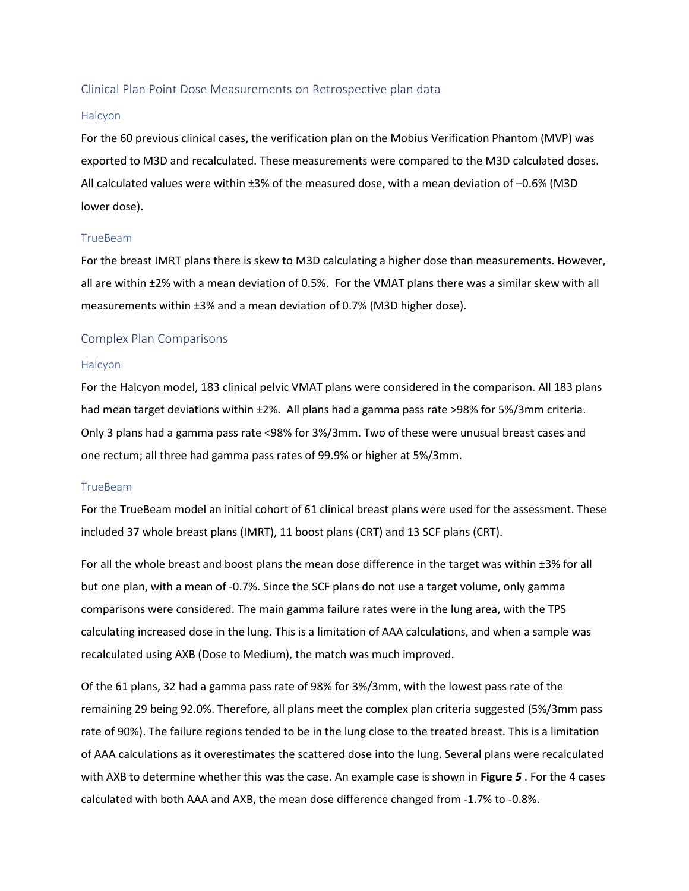## Clinical Plan Point Dose Measurements on Retrospective plan data

### Halcyon

For the 60 previous clinical cases, the verification plan on the Mobius Verification Phantom (MVP) was exported to M3D and recalculated. These measurements were compared to the M3D calculated doses. All calculated values were within ±3% of the measured dose, with a mean deviation of –0.6% (M3D lower dose).

### TrueBeam

For the breast IMRT plans there is skew to M3D calculating a higher dose than measurements. However, all are within ±2% with a mean deviation of 0.5%. For the VMAT plans there was a similar skew with all measurements within ±3% and a mean deviation of 0.7% (M3D higher dose).

## Complex Plan Comparisons

### Halcyon

For the Halcyon model, 183 clinical pelvic VMAT plans were considered in the comparison. All 183 plans had mean target deviations within ±2%. All plans had a gamma pass rate >98% for 5%/3mm criteria. Only 3 plans had a gamma pass rate <98% for 3%/3mm. Two of these were unusual breast cases and one rectum; all three had gamma pass rates of 99.9% or higher at 5%/3mm.

### TrueBeam

For the TrueBeam model an initial cohort of 61 clinical breast plans were used for the assessment. These included 37 whole breast plans (IMRT), 11 boost plans (CRT) and 13 SCF plans (CRT).

For all the whole breast and boost plans the mean dose difference in the target was within ±3% for all but one plan, with a mean of -0.7%. Since the SCF plans do not use a target volume, only gamma comparisons were considered. The main gamma failure rates were in the lung area, with the TPS calculating increased dose in the lung. This is a limitation of AAA calculations, and when a sample was recalculated using AXB (Dose to Medium), the match was much improved.

Of the 61 plans, 32 had a gamma pass rate of 98% for 3%/3mm, with the lowest pass rate of the remaining 29 being 92.0%. Therefore, all plans meet the complex plan criteria suggested (5%/3mm pass rate of 90%). The failure regions tended to be in the lung close to the treated breast. This is a limitation of AAA calculations as it overestimates the scattered dose into the lung. Several plans were recalculated with AXB to determine whether this was the case. An example case is shown in **Figure *5***. For the 4 cases calculated with both AAA and AXB, the mean dose difference changed from -1.7% to -0.8%.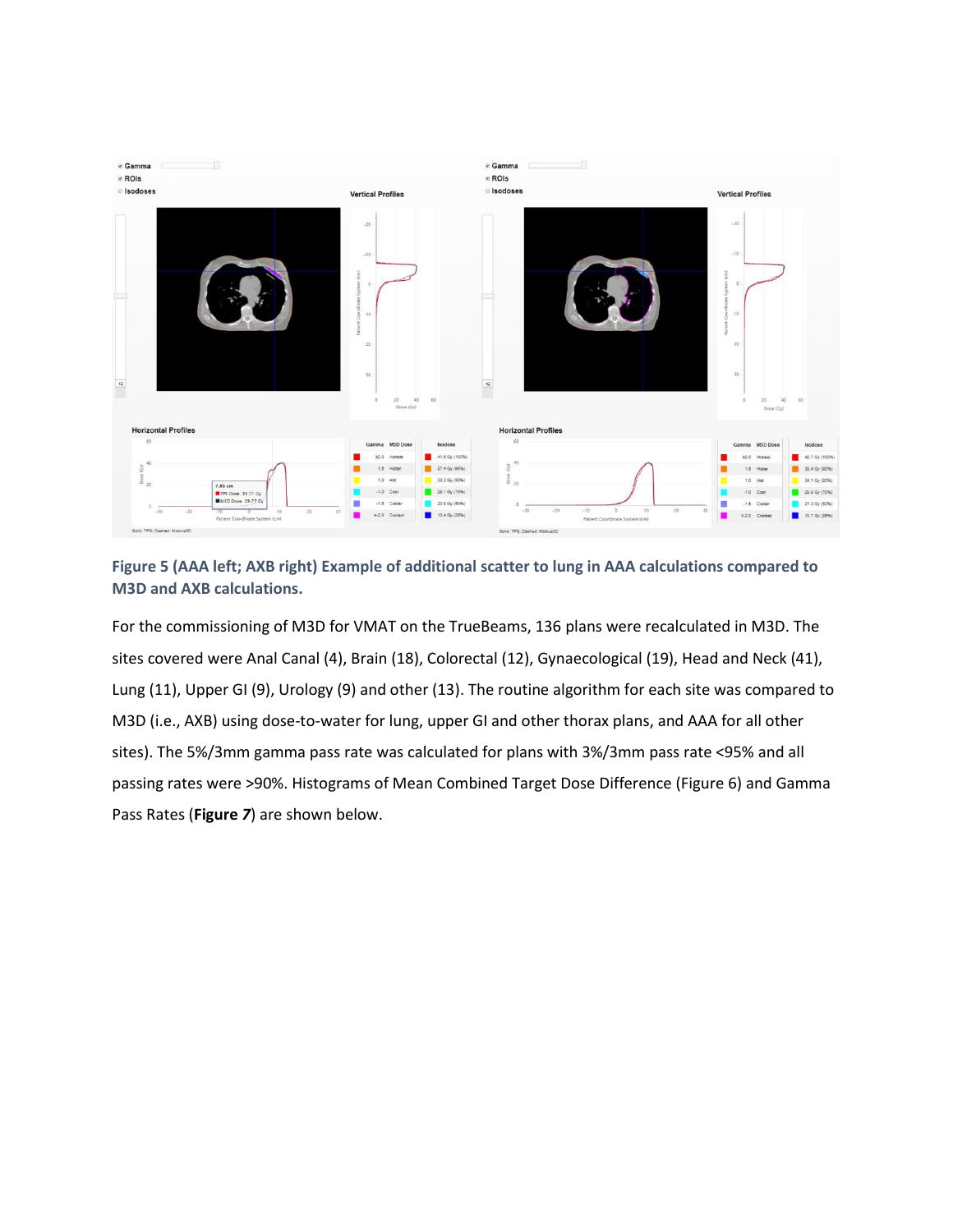**Figure 5 (AAA left; AXB right) Example of additional scatter to lung in AAA calculations compared to M3D and AXB calculations.**

For the commissioning of M3D for VMAT on the TrueBeams, 136 plans were recalculated in M3D. The sites covered were Anal Canal (4), Brain (18), Colorectal (12), Gynaecological (19), Head and Neck (41), Lung (11), Upper GI (9), Urology (9) and other (13). The routine algorithm for each site was compared to M3D (i.e., AXB) using dose-to-water for lung, upper GI and other thorax plans, and AAA for all other sites). The 5%/3mm gamma pass rate was calculated for plans with 3%/3mm pass rate <95% and all passing rates were >90%. Histograms of Mean Combined Target Dose Difference (Figure 6) and Gamma Pass Rates (**Figure *7***) are shown below.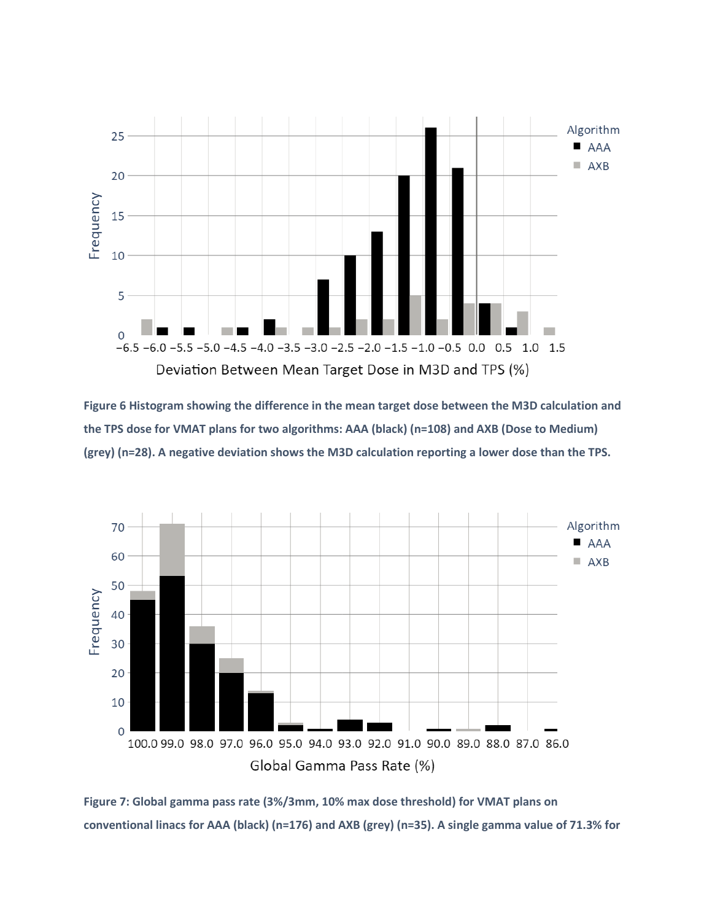**Figure 6 Histogram showing the difference in the mean target dose between the M3D calculation and the TPS dose for VMAT plans for two algorithms: AAA (black) (n=108) and AXB (Dose to Medium) (grey) (n=28). A negative deviation shows the M3D calculation reporting a lower dose than the TPS.**

**Figure 7: Global gamma pass rate (3%/3mm, 10% max dose threshold) for VMAT plans on conventional linacs for AAA (black) (n=176) and AXB (grey) (n=35). A single gamma value of 71.3% for**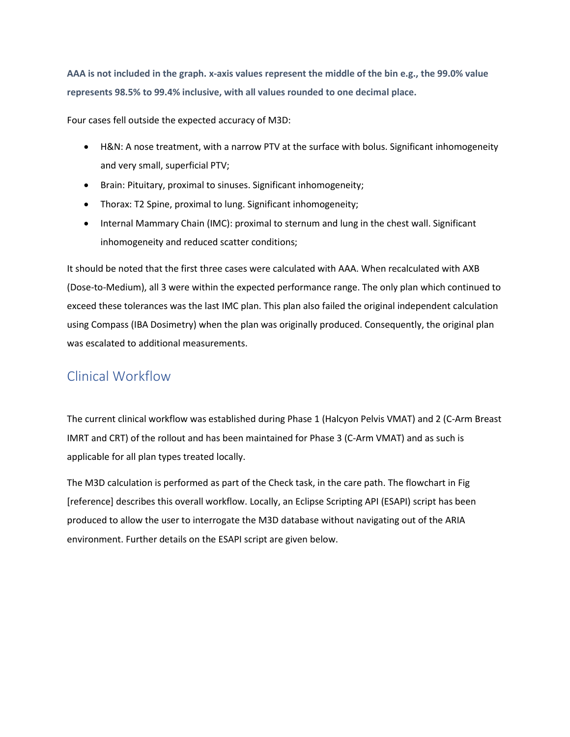**AAA is not included in the graph. x-axis values represent the middle of the bin e.g., the 99.0% value represents 98.5% to 99.4% inclusive, with all values rounded to one decimal place.**

Four cases fell outside the expected accuracy of M3D:

- H&N: A nose treatment, with a narrow PTV at the surface with bolus. Significant inhomogeneity and very small, superficial PTV;
- Brain: Pituitary, proximal to sinuses. Significant inhomogeneity;
- Thorax: T2 Spine, proximal to lung. Significant inhomogeneity;
- Internal Mammary Chain (IMC): proximal to sternum and lung in the chest wall. Significant inhomogeneity and reduced scatter conditions;

It should be noted that the first three cases were calculated with AAA. When recalculated with AXB (Dose-to-Medium), all 3 were within the expected performance range. The only plan which continued to exceed these tolerances was the last IMC plan. This plan also failed the original independent calculation using Compass (IBA Dosimetry) when the plan was originally produced. Consequently, the original plan was escalated to additional measurements.

## Clinical Workflow

The current clinical workflow was established during Phase 1 (Halcyon Pelvis VMAT) and 2 (C-Arm Breast IMRT and CRT) of the rollout and has been maintained for Phase 3 (C-Arm VMAT) and as such is applicable for all plan types treated locally.

The M3D calculation is performed as part of the Check task, in the care path. The flowchart in Fig [reference] describes this overall workflow. Locally, an Eclipse Scripting API (ESAPI) script has been produced to allow the user to interrogate the M3D database without navigating out of the ARIA environment. Further details on the ESAPI script are given below.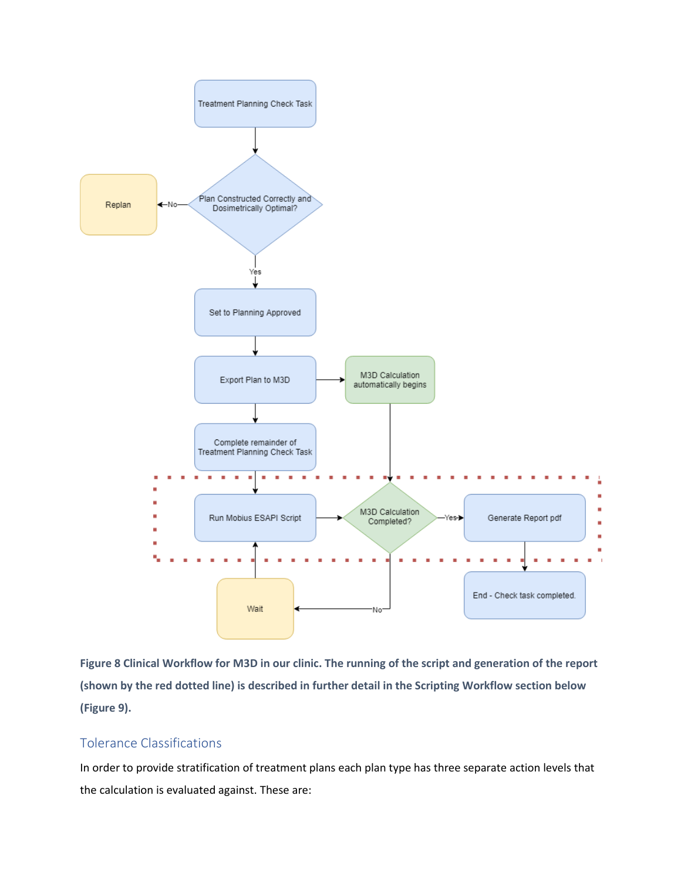**Figure 8 Clinical Workflow for M3D in our clinic. The running of the script and generation of the report (shown by the red dotted line) is described in further detail in the Scripting Workflow section below (Figure 9).**

## Tolerance Classifications

In order to provide stratification of treatment plans each plan type has three separate action levels that the calculation is evaluated against. These are: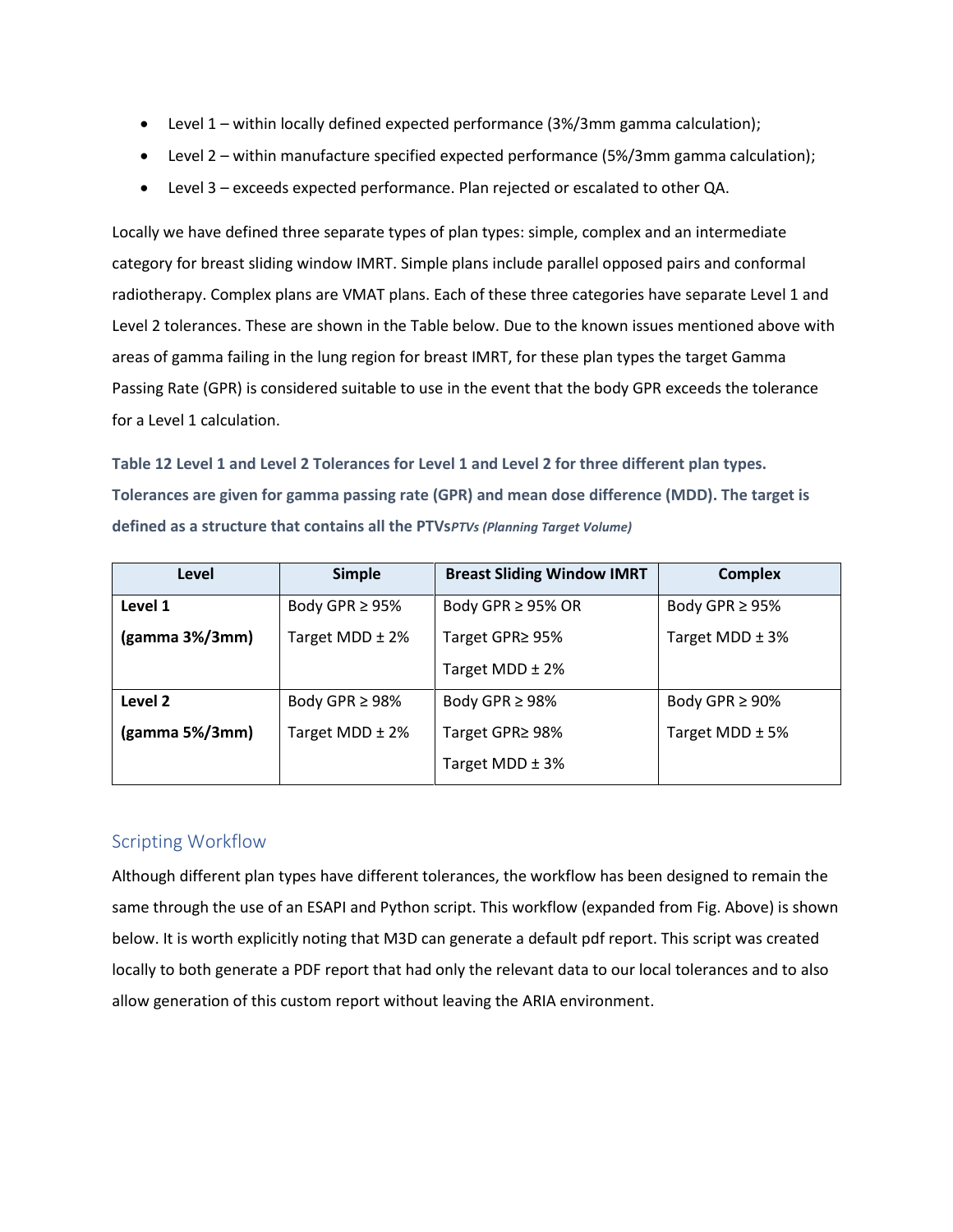- Level 1 – within locally defined expected performance (3%/3mm gamma calculation);
- Level 2 – within manufacture specified expected performance (5%/3mm gamma calculation);
- Level 3 – exceeds expected performance. Plan rejected or escalated to other QA.

Locally we have defined three separate types of plan types: simple, complex and an intermediate category for breast sliding window IMRT. Simple plans include parallel opposed pairs and conformal radiotherapy. Complex plans are VMAT plans. Each of these three categories have separate Level 1 and Level 2 tolerances. These are shown in the Table below. Due to the known issues mentioned above with areas of gamma failing in the lung region for breast IMRT, for these plan types the target Gamma Passing Rate (GPR) is considered suitable to use in the event that the body GPR exceeds the tolerance for a Level 1 calculation.

**Table 12 Level 1 and Level 2 Tolerances for Level 1 and Level 2 for three different plan types. Tolerances are given for gamma passing rate (GPR) and mean dose difference (MDD). The target is defined as a structure that contains all the PTVs*PTVs (Planning Target Volume)***

| Level | Simple | Breast Sliding Window IMRT | Complex |
|---|---|---|---|
| **Level 1 (gamma 3%/3mm)** | Body GPR ≥ 95%<br>Target MDD ± 2% | Body GPR ≥ 95% OR<br>Target GPR≥ 95%<br>Target MDD ± 2% | Body GPR ≥ 95%<br>Target MDD ± 3% |
| **Level 2 (gamma 5%/3mm)** | Body GPR ≥ 98%<br>Target MDD ± 2% | Body GPR ≥ 98%<br>Target GPR≥ 98%<br>Target MDD ± 3% | Body GPR ≥ 90%<br>Target MDD ± 5% |

## Scripting Workflow

Although different plan types have different tolerances, the workflow has been designed to remain the same through the use of an ESAPI and Python script. This workflow (expanded from Fig. Above) is shown below. It is worth explicitly noting that M3D can generate a default pdf report. This script was created locally to both generate a PDF report that had only the relevant data to our local tolerances and to also allow generation of this custom report without leaving the ARIA environment.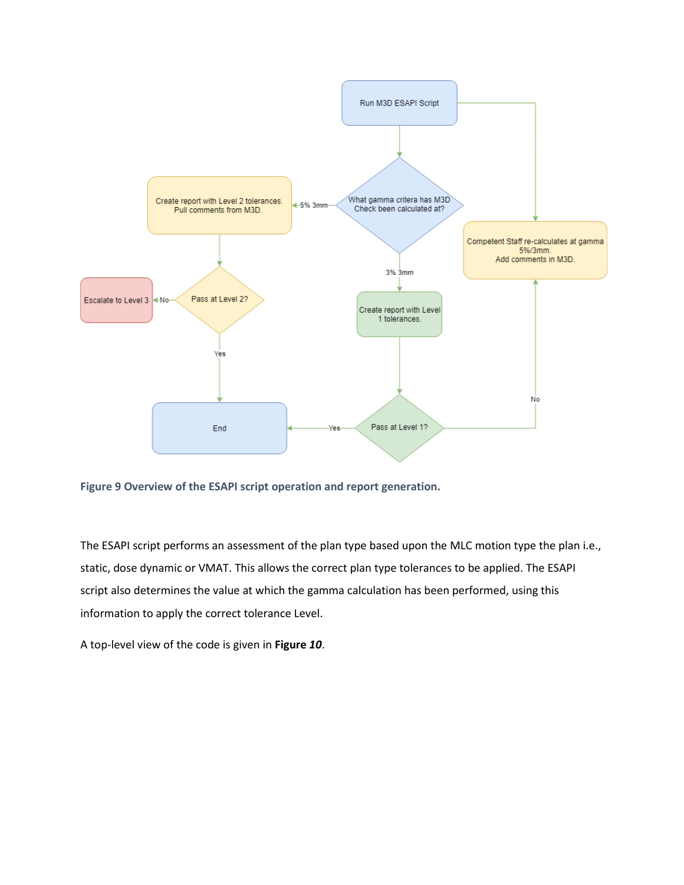**Figure 9 Overview of the ESAPI script operation and report generation.**

The ESAPI script performs an assessment of the plan type based upon the MLC motion type the plan i.e., static, dose dynamic or VMAT. This allows the correct plan type tolerances to be applied. The ESAPI script also determines the value at which the gamma calculation has been performed, using this information to apply the correct tolerance Level.

A top-level view of the code is given in **Figure *10***.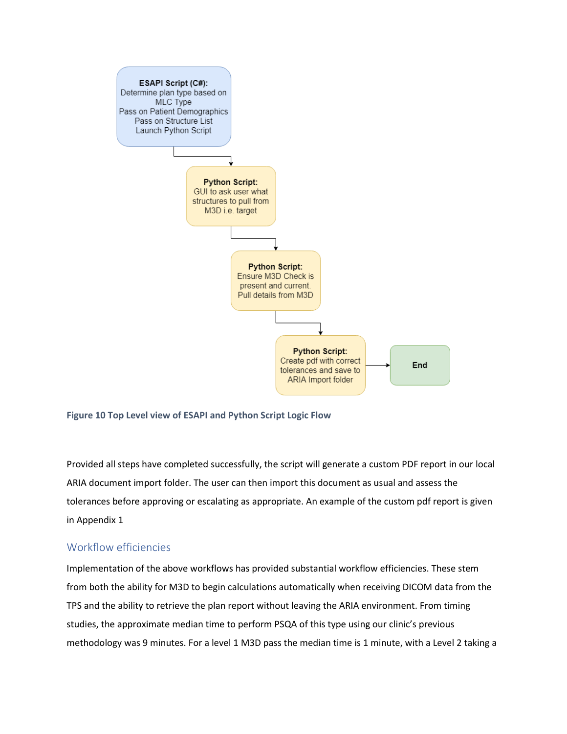**ESAPI Script (C#):**
Determine plan type based on MLC Type
Pass on Patient Demographics
Pass on Structure List
Launch Python Script

**Python Script:**
GUI to ask user what structures to pull from M3D i.e. target

**Python Script:**
Ensure M3D Check is present and current.
Pull details from M3D

**Python Script:**
Create pdf with correct tolerances and save to ARIA Import folder

**End**

**Figure 10 Top Level view of ESAPI and Python Script Logic Flow**

Provided all steps have completed successfully, the script will generate a custom PDF report in our local ARIA document import folder. The user can then import this document as usual and assess the tolerances before approving or escalating as appropriate. An example of the custom pdf report is given in Appendix 1

## Workflow efficiencies

Implementation of the above workflows has provided substantial workflow efficiencies. These stem from both the ability for M3D to begin calculations automatically when receiving DICOM data from the TPS and the ability to retrieve the plan report without leaving the ARIA environment. From timing studies, the approximate median time to perform PSQA of this type using our clinic's previous methodology was 9 minutes. For a level 1 M3D pass the median time is 1 minute, with a Level 2 taking a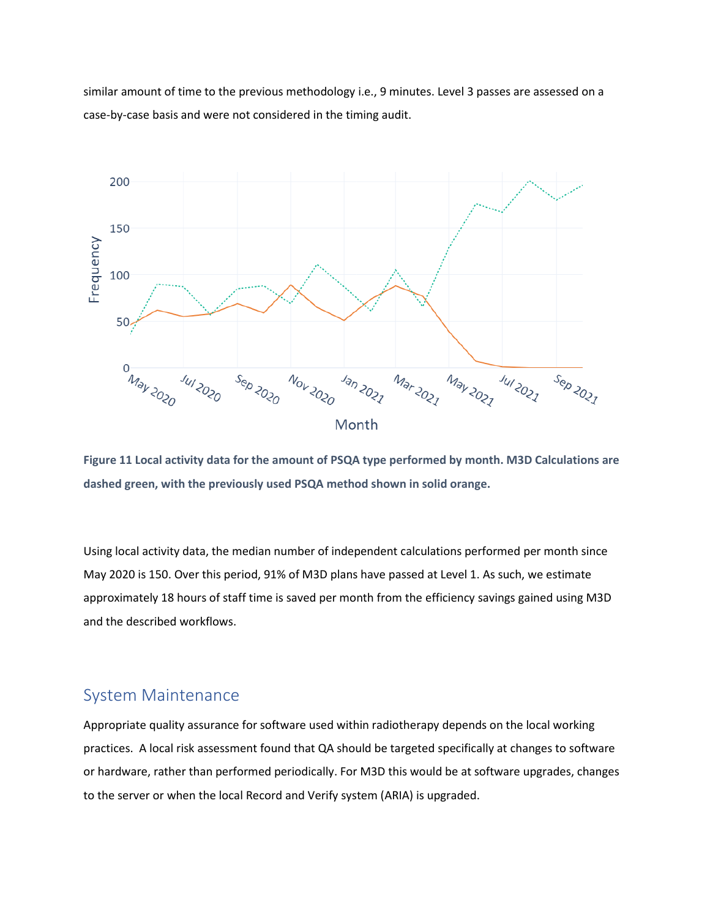similar amount of time to the previous methodology i.e., 9 minutes. Level 3 passes are assessed on a case-by-case basis and were not considered in the timing audit.

**Figure 11 Local activity data for the amount of PSQA type performed by month. M3D Calculations are dashed green, with the previously used PSQA method shown in solid orange.**

Using local activity data, the median number of independent calculations performed per month since May 2020 is 150. Over this period, 91% of M3D plans have passed at Level 1. As such, we estimate approximately 18 hours of staff time is saved per month from the efficiency savings gained using M3D and the described workflows.

## System Maintenance

Appropriate quality assurance for software used within radiotherapy depends on the local working practices. A local risk assessment found that QA should be targeted specifically at changes to software or hardware, rather than performed periodically. For M3D this would be at software upgrades, changes to the server or when the local Record and Verify system (ARIA) is upgraded.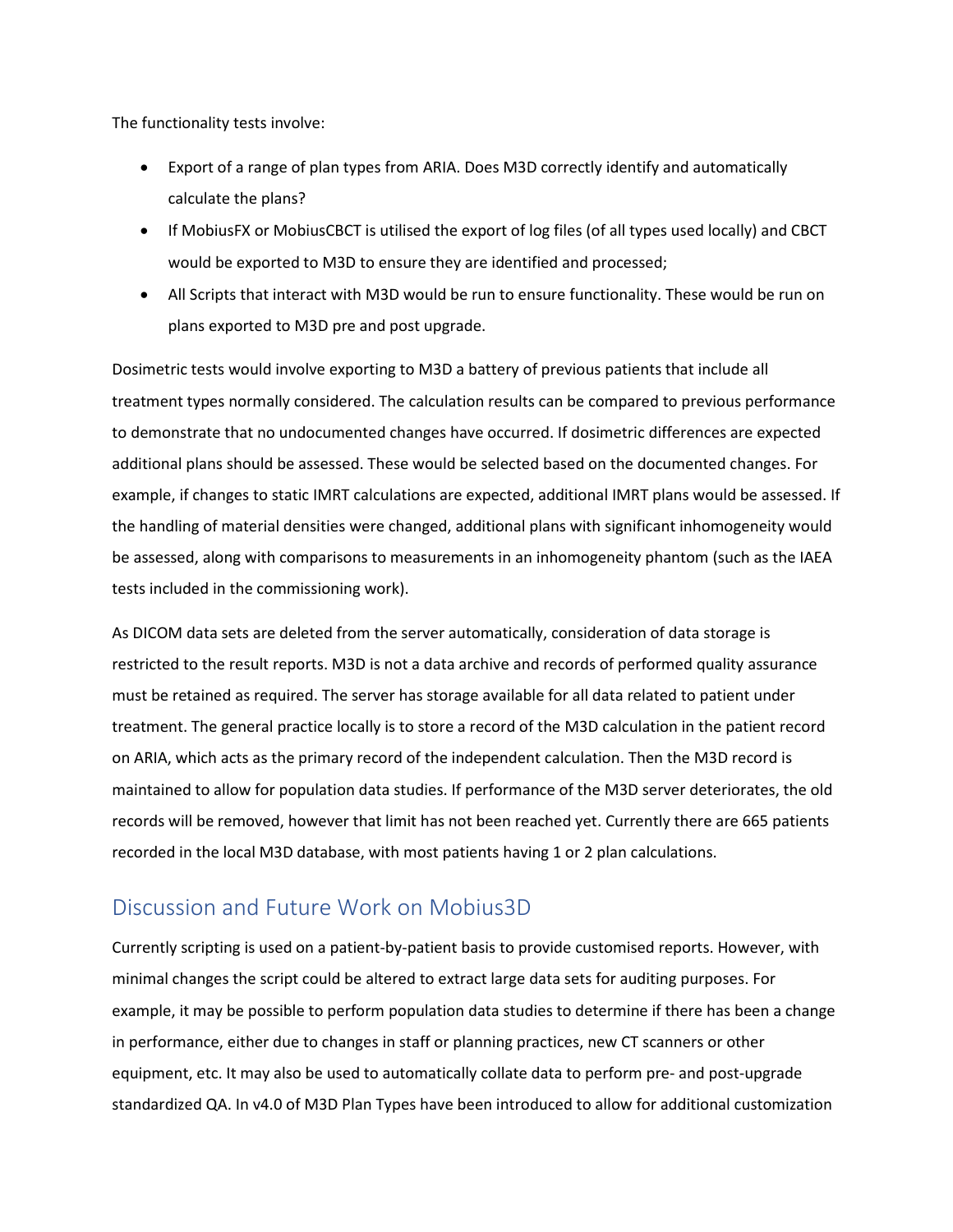The functionality tests involve:

- Export of a range of plan types from ARIA. Does M3D correctly identify and automatically calculate the plans?
- If MobiusFX or MobiusCBCT is utilised the export of log files (of all types used locally) and CBCT would be exported to M3D to ensure they are identified and processed;
- All Scripts that interact with M3D would be run to ensure functionality. These would be run on plans exported to M3D pre and post upgrade.

Dosimetric tests would involve exporting to M3D a battery of previous patients that include all treatment types normally considered. The calculation results can be compared to previous performance to demonstrate that no undocumented changes have occurred. If dosimetric differences are expected additional plans should be assessed. These would be selected based on the documented changes. For example, if changes to static IMRT calculations are expected, additional IMRT plans would be assessed. If the handling of material densities were changed, additional plans with significant inhomogeneity would be assessed, along with comparisons to measurements in an inhomogeneity phantom (such as the IAEA tests included in the commissioning work).

As DICOM data sets are deleted from the server automatically, consideration of data storage is restricted to the result reports. M3D is not a data archive and records of performed quality assurance must be retained as required. The server has storage available for all data related to patient under treatment. The general practice locally is to store a record of the M3D calculation in the patient record on ARIA, which acts as the primary record of the independent calculation. Then the M3D record is maintained to allow for population data studies. If performance of the M3D server deteriorates, the old records will be removed, however that limit has not been reached yet. Currently there are 665 patients recorded in the local M3D database, with most patients having 1 or 2 plan calculations.

## Discussion and Future Work on Mobius3D

Currently scripting is used on a patient-by-patient basis to provide customised reports. However, with minimal changes the script could be altered to extract large data sets for auditing purposes. For example, it may be possible to perform population data studies to determine if there has been a change in performance, either due to changes in staff or planning practices, new CT scanners or other equipment, etc. It may also be used to automatically collate data to perform pre- and post-upgrade standardized QA. In v4.0 of M3D Plan Types have been introduced to allow for additional customization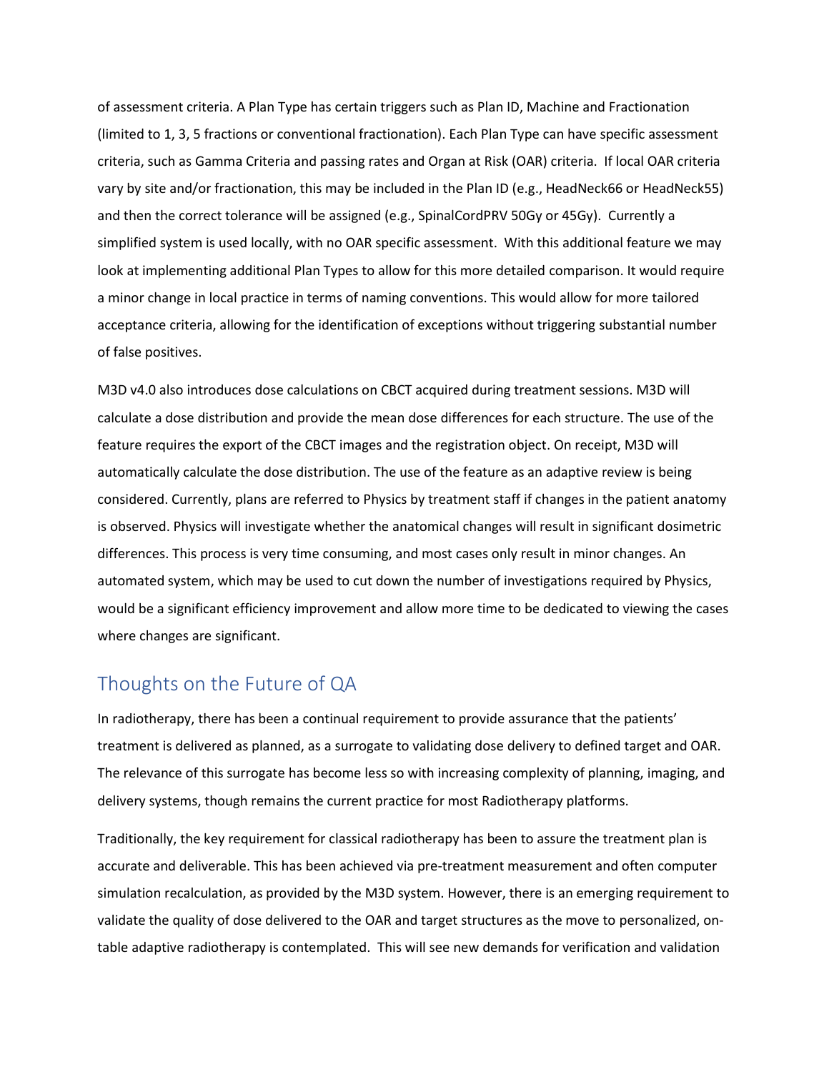of assessment criteria. A Plan Type has certain triggers such as Plan ID, Machine and Fractionation (limited to 1, 3, 5 fractions or conventional fractionation). Each Plan Type can have specific assessment criteria, such as Gamma Criteria and passing rates and Organ at Risk (OAR) criteria. If local OAR criteria vary by site and/or fractionation, this may be included in the Plan ID (e.g., HeadNeck66 or HeadNeck55) and then the correct tolerance will be assigned (e.g., SpinalCordPRV 50Gy or 45Gy). Currently a simplified system is used locally, with no OAR specific assessment. With this additional feature we may look at implementing additional Plan Types to allow for this more detailed comparison. It would require a minor change in local practice in terms of naming conventions. This would allow for more tailored acceptance criteria, allowing for the identification of exceptions without triggering substantial number of false positives.

M3D v4.0 also introduces dose calculations on CBCT acquired during treatment sessions. M3D will calculate a dose distribution and provide the mean dose differences for each structure. The use of the feature requires the export of the CBCT images and the registration object. On receipt, M3D will automatically calculate the dose distribution. The use of the feature as an adaptive review is being considered. Currently, plans are referred to Physics by treatment staff if changes in the patient anatomy is observed. Physics will investigate whether the anatomical changes will result in significant dosimetric differences. This process is very time consuming, and most cases only result in minor changes. An automated system, which may be used to cut down the number of investigations required by Physics, would be a significant efficiency improvement and allow more time to be dedicated to viewing the cases where changes are significant.

## Thoughts on the Future of QA

In radiotherapy, there has been a continual requirement to provide assurance that the patients' treatment is delivered as planned, as a surrogate to validating dose delivery to defined target and OAR. The relevance of this surrogate has become less so with increasing complexity of planning, imaging, and delivery systems, though remains the current practice for most Radiotherapy platforms.

Traditionally, the key requirement for classical radiotherapy has been to assure the treatment plan is accurate and deliverable. This has been achieved via pre-treatment measurement and often computer simulation recalculation, as provided by the M3D system. However, there is an emerging requirement to validate the quality of dose delivered to the OAR and target structures as the move to personalized, on-table adaptive radiotherapy is contemplated. This will see new demands for verification and validation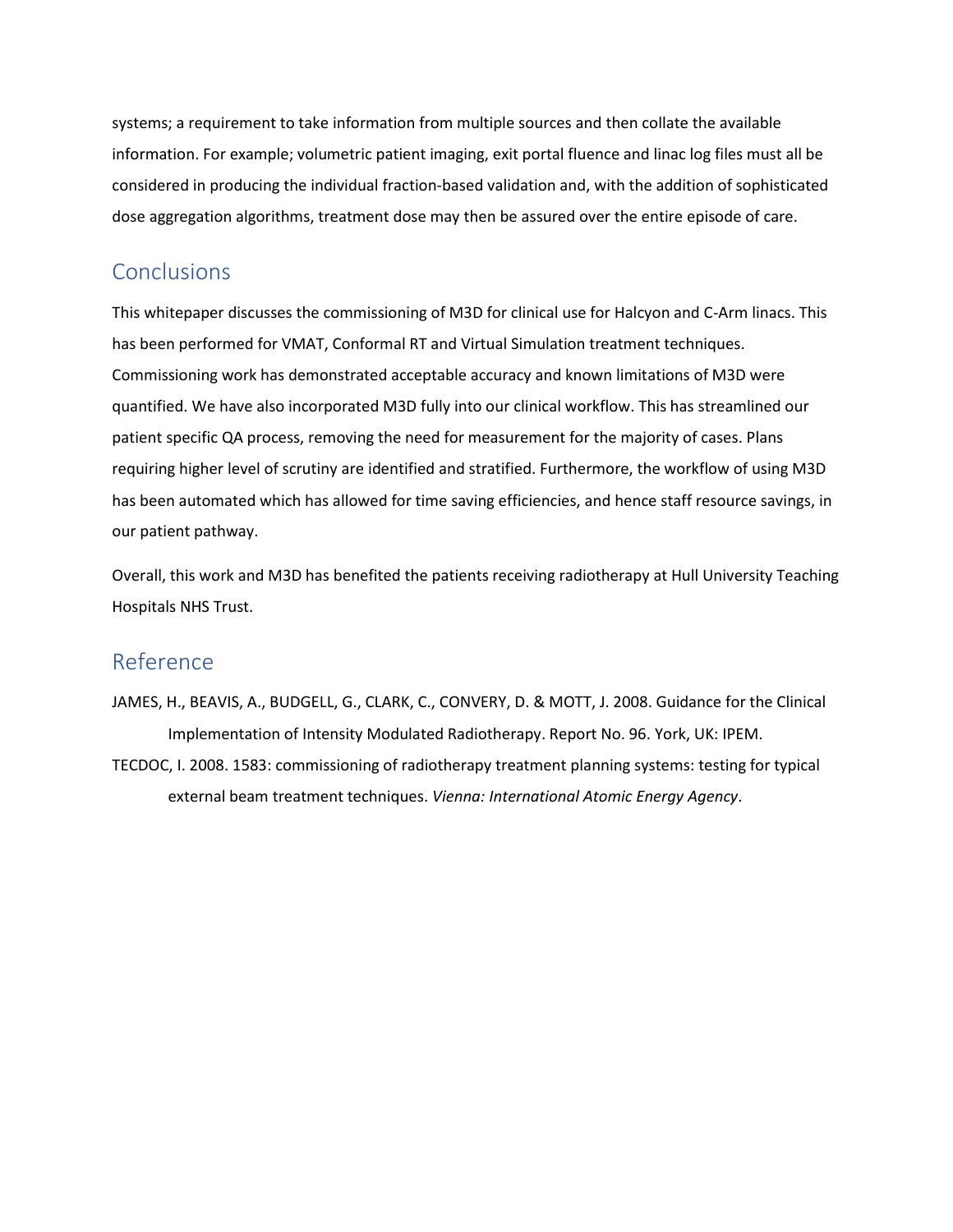systems; a requirement to take information from multiple sources and then collate the available information. For example; volumetric patient imaging, exit portal fluence and linac log files must all be considered in producing the individual fraction-based validation and, with the addition of sophisticated dose aggregation algorithms, treatment dose may then be assured over the entire episode of care.

## Conclusions

This whitepaper discusses the commissioning of M3D for clinical use for Halcyon and C-Arm linacs. This has been performed for VMAT, Conformal RT and Virtual Simulation treatment techniques. Commissioning work has demonstrated acceptable accuracy and known limitations of M3D were quantified. We have also incorporated M3D fully into our clinical workflow. This has streamlined our patient specific QA process, removing the need for measurement for the majority of cases. Plans requiring higher level of scrutiny are identified and stratified. Furthermore, the workflow of using M3D has been automated which has allowed for time saving efficiencies, and hence staff resource savings, in our patient pathway.

Overall, this work and M3D has benefited the patients receiving radiotherapy at Hull University Teaching Hospitals NHS Trust.

## Reference

JAMES, H., BEAVIS, A., BUDGELL, G., CLARK, C., CONVERY, D. & MOTT, J. 2008. Guidance for the Clinical Implementation of Intensity Modulated Radiotherapy. Report No. 96. York, UK: IPEM.

TECDOC, I. 2008. 1583: commissioning of radiotherapy treatment planning systems: testing for typical external beam treatment techniques. *Vienna: International Atomic Energy Agency*.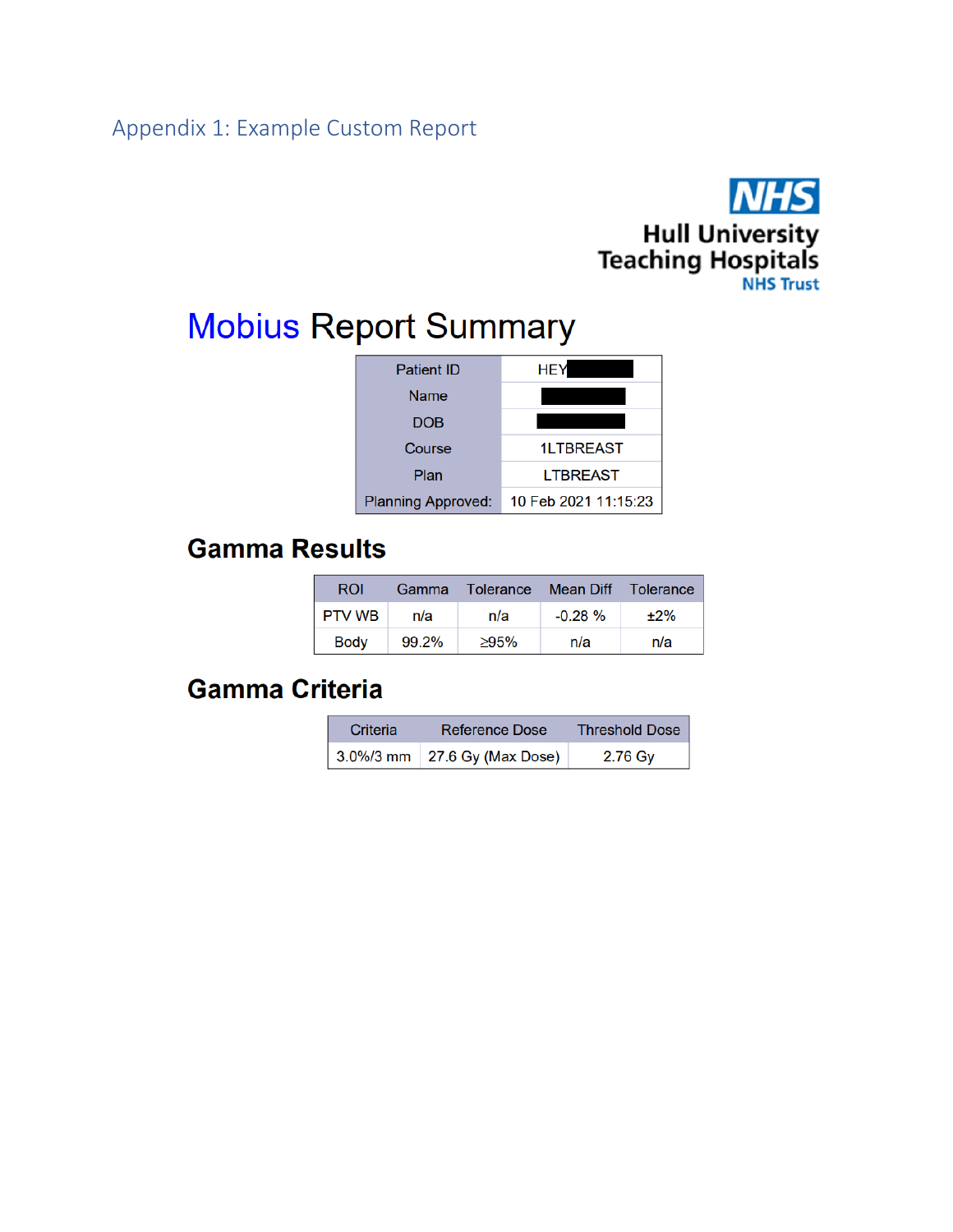## Appendix 1: Example Custom Report

NHS
Hull University
Teaching Hospitals
NHS Trust

# Mobius Report Summary

| | |
|---|---|
| Patient ID | HEY |
| Name | |
| DOB | |
| Course | 1LTBREAST |
| Plan | LTBREAST |
| Planning Approved: | 10 Feb 2021 11:15:23 |

## Gamma Results

| ROI | Gamma | Tolerance | Mean Diff | Tolerance |
|---|---|---|---|---|
| PTV WB | n/a | n/a | -0.28 % | ±2% |
| Body | 99.2% | ≥95% | n/a | n/a |

## Gamma Criteria

| Criteria | Reference Dose | Threshold Dose |
|---|---|---|
| 3.0%/3 mm | 27.6 Gy (Max Dose) | 2.76 Gy |